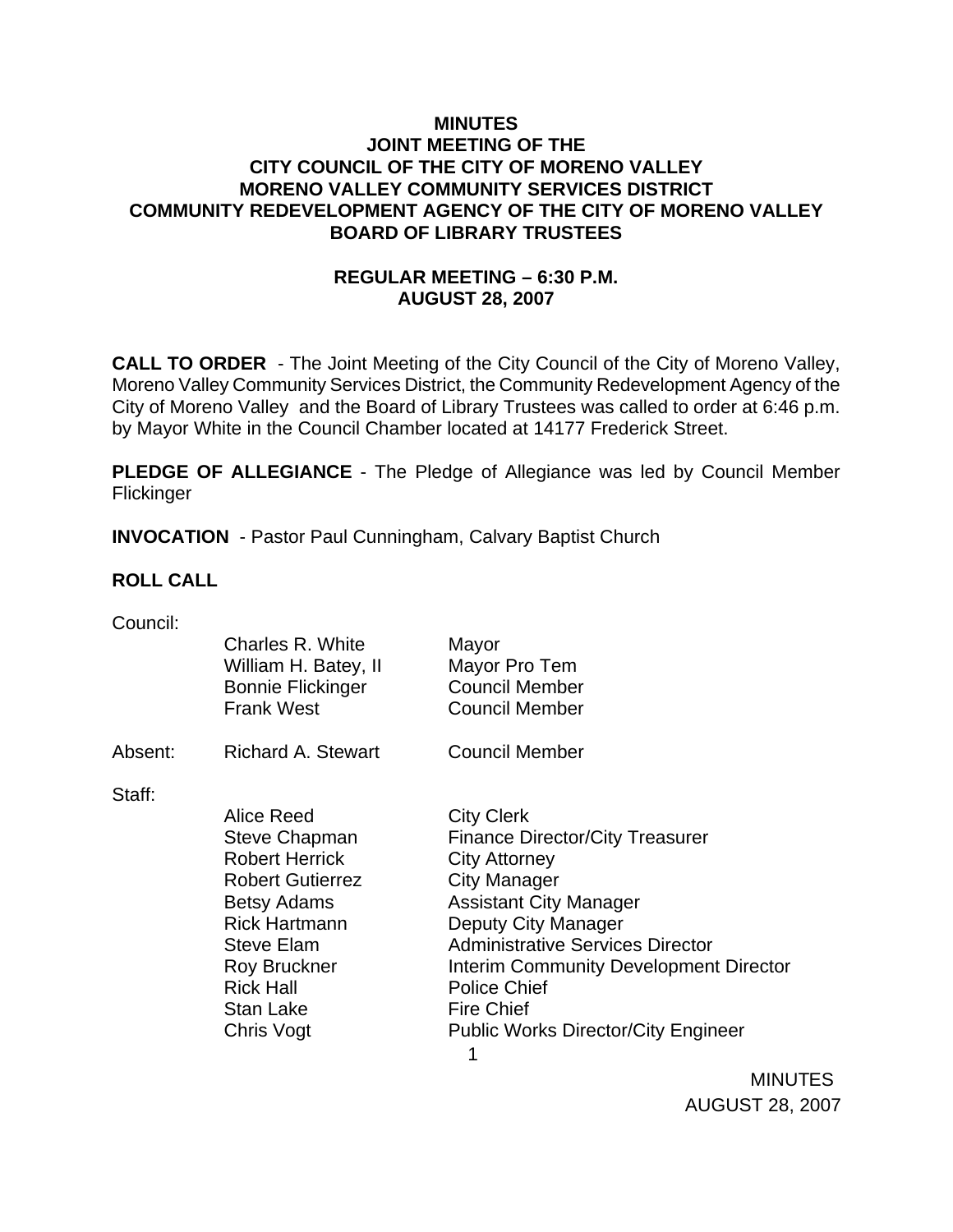# MINUTES
## JOINT MEETING OF THE
## CITY COUNCIL OF THE CITY OF MORENO VALLEY
## MORENO VALLEY COMMUNITY SERVICES DISTRICT
## COMMUNITY REDEVELOPMENT AGENCY OF THE CITY OF MORENO VALLEY
## BOARD OF LIBRARY TRUSTEES

### REGULAR MEETING – 6:30 P.M.
### AUGUST 28, 2007

**CALL TO ORDER** - The Joint Meeting of the City Council of the City of Moreno Valley, Moreno Valley Community Services District, the Community Redevelopment Agency of the City of Moreno Valley and the Board of Library Trustees was called to order at 6:46 p.m. by Mayor White in the Council Chamber located at 14177 Frederick Street.

**PLEDGE OF ALLEGIANCE** - The Pledge of Allegiance was led by Council Member Flickinger

**INVOCATION** - Pastor Paul Cunningham, Calvary Baptist Church

**ROLL CALL**

Council:

| | | |
|---|---|---|
| | Charles R. White | Mayor |
| | William H. Batey, II | Mayor Pro Tem |
| | Bonnie Flickinger | Council Member |
| | Frank West | Council Member |
| Absent: | Richard A. Stewart | Council Member |

Staff:

| | |
|---|---|
| Alice Reed | City Clerk |
| Steve Chapman | Finance Director/City Treasurer |
| Robert Herrick | City Attorney |
| Robert Gutierrez | City Manager |
| Betsy Adams | Assistant City Manager |
| Rick Hartmann | Deputy City Manager |
| Steve Elam | Administrative Services Director |
| Roy Bruckner | Interim Community Development Director |
| Rick Hall | Police Chief |
| Stan Lake | Fire Chief |
| Chris Vogt | Public Works Director/City Engineer |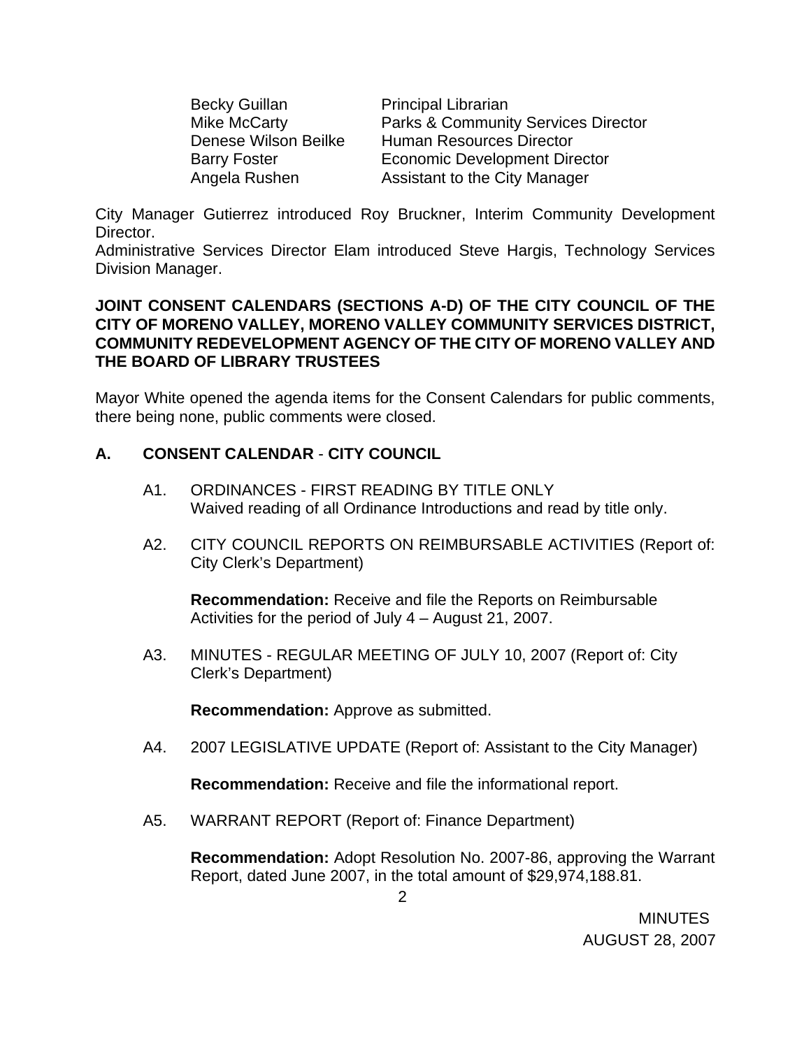| | |
|---|---|
| Becky Guillan | Principal Librarian |
| Mike McCarty | Parks & Community Services Director |
| Denese Wilson Beilke | Human Resources Director |
| Barry Foster | Economic Development Director |
| Angela Rushen | Assistant to the City Manager |

City Manager Gutierrez introduced Roy Bruckner, Interim Community Development Director.
Administrative Services Director Elam introduced Steve Hargis, Technology Services Division Manager.

**JOINT CONSENT CALENDARS (SECTIONS A-D) OF THE CITY COUNCIL OF THE CITY OF MORENO VALLEY, MORENO VALLEY COMMUNITY SERVICES DISTRICT, COMMUNITY REDEVELOPMENT AGENCY OF THE CITY OF MORENO VALLEY AND THE BOARD OF LIBRARY TRUSTEES**

Mayor White opened the agenda items for the Consent Calendars for public comments, there being none, public comments were closed.

## A. CONSENT CALENDAR - CITY COUNCIL

A1. ORDINANCES - FIRST READING BY TITLE ONLY
Waived reading of all Ordinance Introductions and read by title only.

A2. CITY COUNCIL REPORTS ON REIMBURSABLE ACTIVITIES (Report of: City Clerk's Department)

**Recommendation:** Receive and file the Reports on Reimbursable Activities for the period of July 4 – August 21, 2007.

A3. MINUTES - REGULAR MEETING OF JULY 10, 2007 (Report of: City Clerk's Department)

**Recommendation:** Approve as submitted.

A4. 2007 LEGISLATIVE UPDATE (Report of: Assistant to the City Manager)

**Recommendation:** Receive and file the informational report.

A5. WARRANT REPORT (Report of: Finance Department)

**Recommendation:** Adopt Resolution No. 2007-86, approving the Warrant Report, dated June 2007, in the total amount of $29,974,188.81.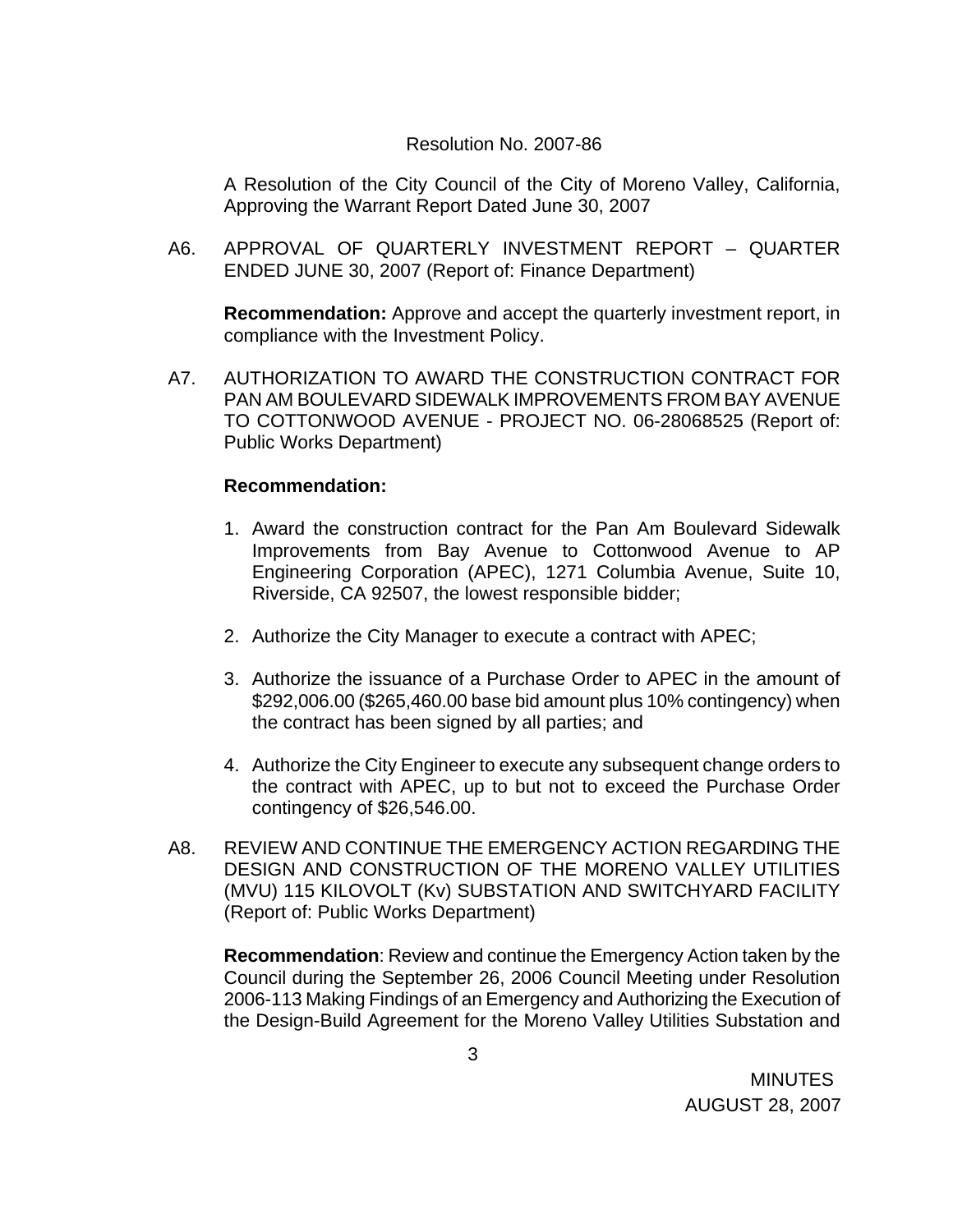Resolution No. 2007-86

A Resolution of the City Council of the City of Moreno Valley, California, Approving the Warrant Report Dated June 30, 2007

A6. APPROVAL OF QUARTERLY INVESTMENT REPORT – QUARTER ENDED JUNE 30, 2007 (Report of: Finance Department)

**Recommendation:** Approve and accept the quarterly investment report, in compliance with the Investment Policy.

A7. AUTHORIZATION TO AWARD THE CONSTRUCTION CONTRACT FOR PAN AM BOULEVARD SIDEWALK IMPROVEMENTS FROM BAY AVENUE TO COTTONWOOD AVENUE - PROJECT NO. 06-28068525 (Report of: Public Works Department)

**Recommendation:**

1. Award the construction contract for the Pan Am Boulevard Sidewalk Improvements from Bay Avenue to Cottonwood Avenue to AP Engineering Corporation (APEC), 1271 Columbia Avenue, Suite 10, Riverside, CA 92507, the lowest responsible bidder;

2. Authorize the City Manager to execute a contract with APEC;

3. Authorize the issuance of a Purchase Order to APEC in the amount of $292,006.00 ($265,460.00 base bid amount plus 10% contingency) when the contract has been signed by all parties; and

4. Authorize the City Engineer to execute any subsequent change orders to the contract with APEC, up to but not to exceed the Purchase Order contingency of $26,546.00.

A8. REVIEW AND CONTINUE THE EMERGENCY ACTION REGARDING THE DESIGN AND CONSTRUCTION OF THE MORENO VALLEY UTILITIES (MVU) 115 KILOVOLT (Kv) SUBSTATION AND SWITCHYARD FACILITY (Report of: Public Works Department)

**Recommendation**: Review and continue the Emergency Action taken by the Council during the September 26, 2006 Council Meeting under Resolution 2006-113 Making Findings of an Emergency and Authorizing the Execution of the Design-Build Agreement for the Moreno Valley Utilities Substation and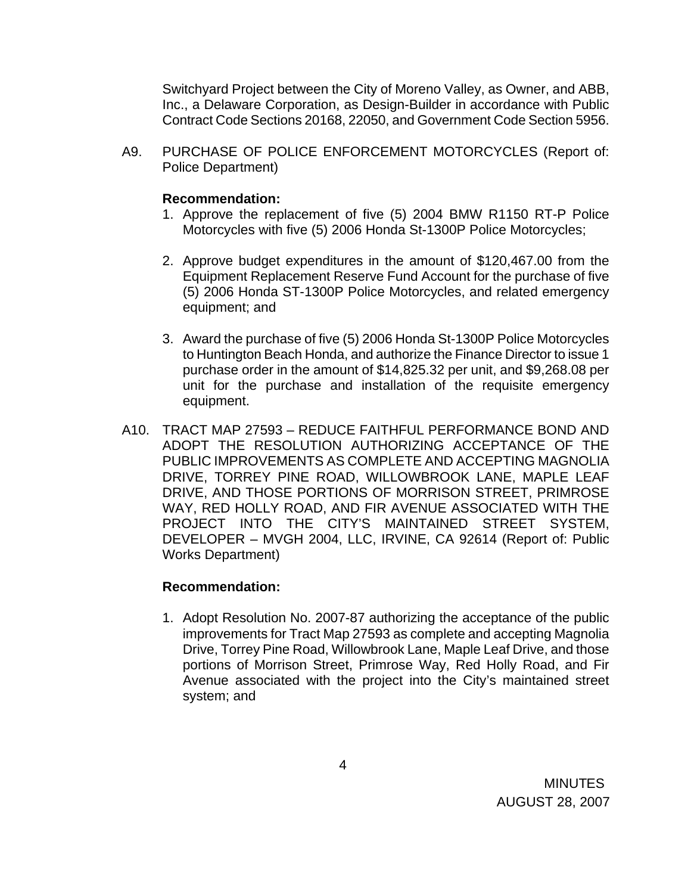Switchyard Project between the City of Moreno Valley, as Owner, and ABB, Inc., a Delaware Corporation, as Design-Builder in accordance with Public Contract Code Sections 20168, 22050, and Government Code Section 5956.

A9. PURCHASE OF POLICE ENFORCEMENT MOTORCYCLES (Report of: Police Department)

**Recommendation:**

1. Approve the replacement of five (5) 2004 BMW R1150 RT-P Police Motorcycles with five (5) 2006 Honda St-1300P Police Motorcycles;

2. Approve budget expenditures in the amount of $120,467.00 from the Equipment Replacement Reserve Fund Account for the purchase of five (5) 2006 Honda ST-1300P Police Motorcycles, and related emergency equipment; and

3. Award the purchase of five (5) 2006 Honda St-1300P Police Motorcycles to Huntington Beach Honda, and authorize the Finance Director to issue 1 purchase order in the amount of $14,825.32 per unit, and $9,268.08 per unit for the purchase and installation of the requisite emergency equipment.

A10. TRACT MAP 27593 – REDUCE FAITHFUL PERFORMANCE BOND AND ADOPT THE RESOLUTION AUTHORIZING ACCEPTANCE OF THE PUBLIC IMPROVEMENTS AS COMPLETE AND ACCEPTING MAGNOLIA DRIVE, TORREY PINE ROAD, WILLOWBROOK LANE, MAPLE LEAF DRIVE, AND THOSE PORTIONS OF MORRISON STREET, PRIMROSE WAY, RED HOLLY ROAD, AND FIR AVENUE ASSOCIATED WITH THE PROJECT INTO THE CITY'S MAINTAINED STREET SYSTEM, DEVELOPER – MVGH 2004, LLC, IRVINE, CA 92614 (Report of: Public Works Department)

**Recommendation:**

1. Adopt Resolution No. 2007-87 authorizing the acceptance of the public improvements for Tract Map 27593 as complete and accepting Magnolia Drive, Torrey Pine Road, Willowbrook Lane, Maple Leaf Drive, and those portions of Morrison Street, Primrose Way, Red Holly Road, and Fir Avenue associated with the project into the City's maintained street system; and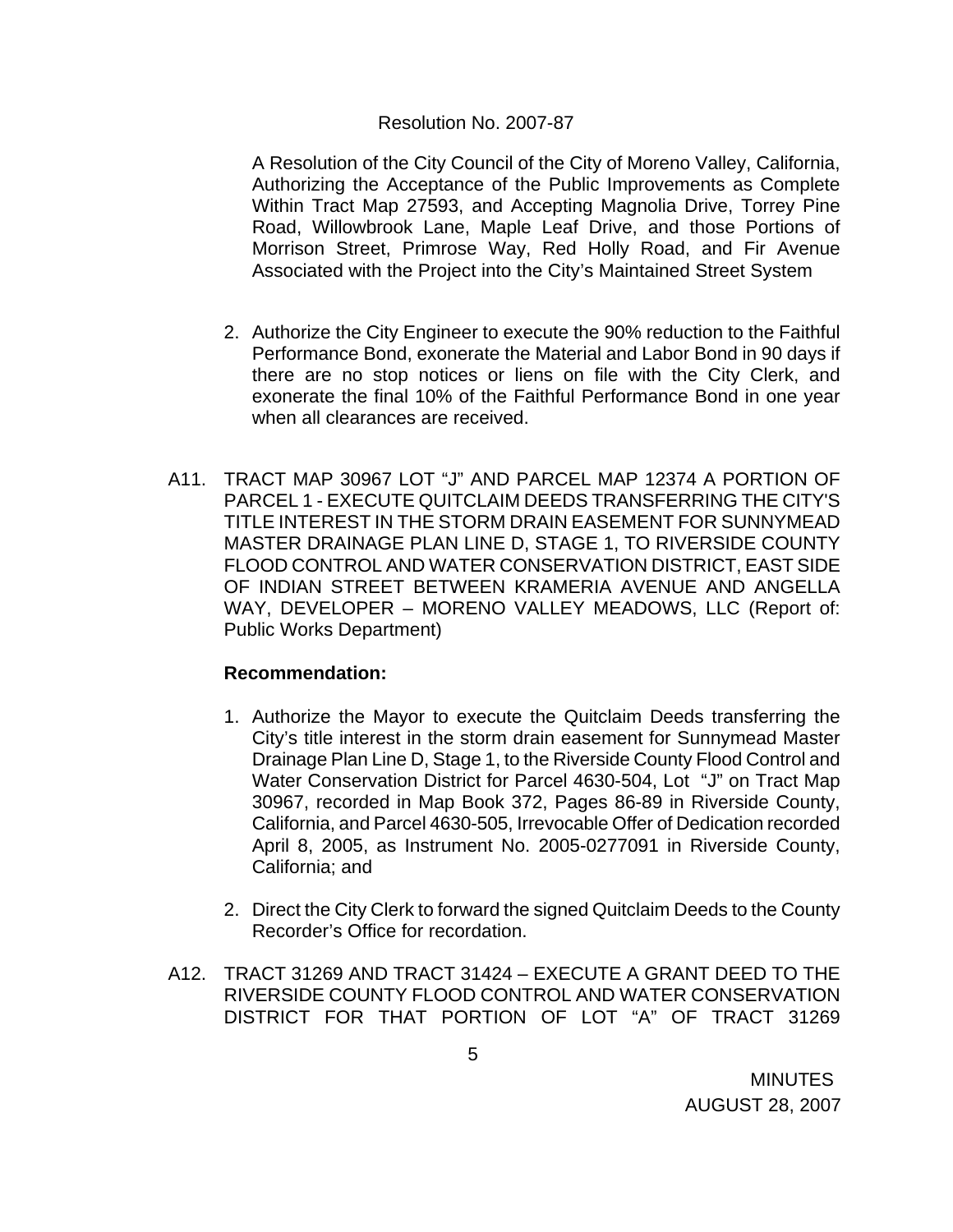Resolution No. 2007-87

A Resolution of the City Council of the City of Moreno Valley, California, Authorizing the Acceptance of the Public Improvements as Complete Within Tract Map 27593, and Accepting Magnolia Drive, Torrey Pine Road, Willowbrook Lane, Maple Leaf Drive, and those Portions of Morrison Street, Primrose Way, Red Holly Road, and Fir Avenue Associated with the Project into the City's Maintained Street System

2. Authorize the City Engineer to execute the 90% reduction to the Faithful Performance Bond, exonerate the Material and Labor Bond in 90 days if there are no stop notices or liens on file with the City Clerk, and exonerate the final 10% of the Faithful Performance Bond in one year when all clearances are received.

A11. TRACT MAP 30967 LOT "J" AND PARCEL MAP 12374 A PORTION OF PARCEL 1 - EXECUTE QUITCLAIM DEEDS TRANSFERRING THE CITY'S TITLE INTEREST IN THE STORM DRAIN EASEMENT FOR SUNNYMEAD MASTER DRAINAGE PLAN LINE D, STAGE 1, TO RIVERSIDE COUNTY FLOOD CONTROL AND WATER CONSERVATION DISTRICT, EAST SIDE OF INDIAN STREET BETWEEN KRAMERIA AVENUE AND ANGELLA WAY, DEVELOPER – MORENO VALLEY MEADOWS, LLC (Report of: Public Works Department)

**Recommendation:**

1. Authorize the Mayor to execute the Quitclaim Deeds transferring the City's title interest in the storm drain easement for Sunnymead Master Drainage Plan Line D, Stage 1, to the Riverside County Flood Control and Water Conservation District for Parcel 4630-504, Lot "J" on Tract Map 30967, recorded in Map Book 372, Pages 86-89 in Riverside County, California, and Parcel 4630-505, Irrevocable Offer of Dedication recorded April 8, 2005, as Instrument No. 2005-0277091 in Riverside County, California; and

2. Direct the City Clerk to forward the signed Quitclaim Deeds to the County Recorder's Office for recordation.

A12. TRACT 31269 AND TRACT 31424 – EXECUTE A GRANT DEED TO THE RIVERSIDE COUNTY FLOOD CONTROL AND WATER CONSERVATION DISTRICT FOR THAT PORTION OF LOT "A" OF TRACT 31269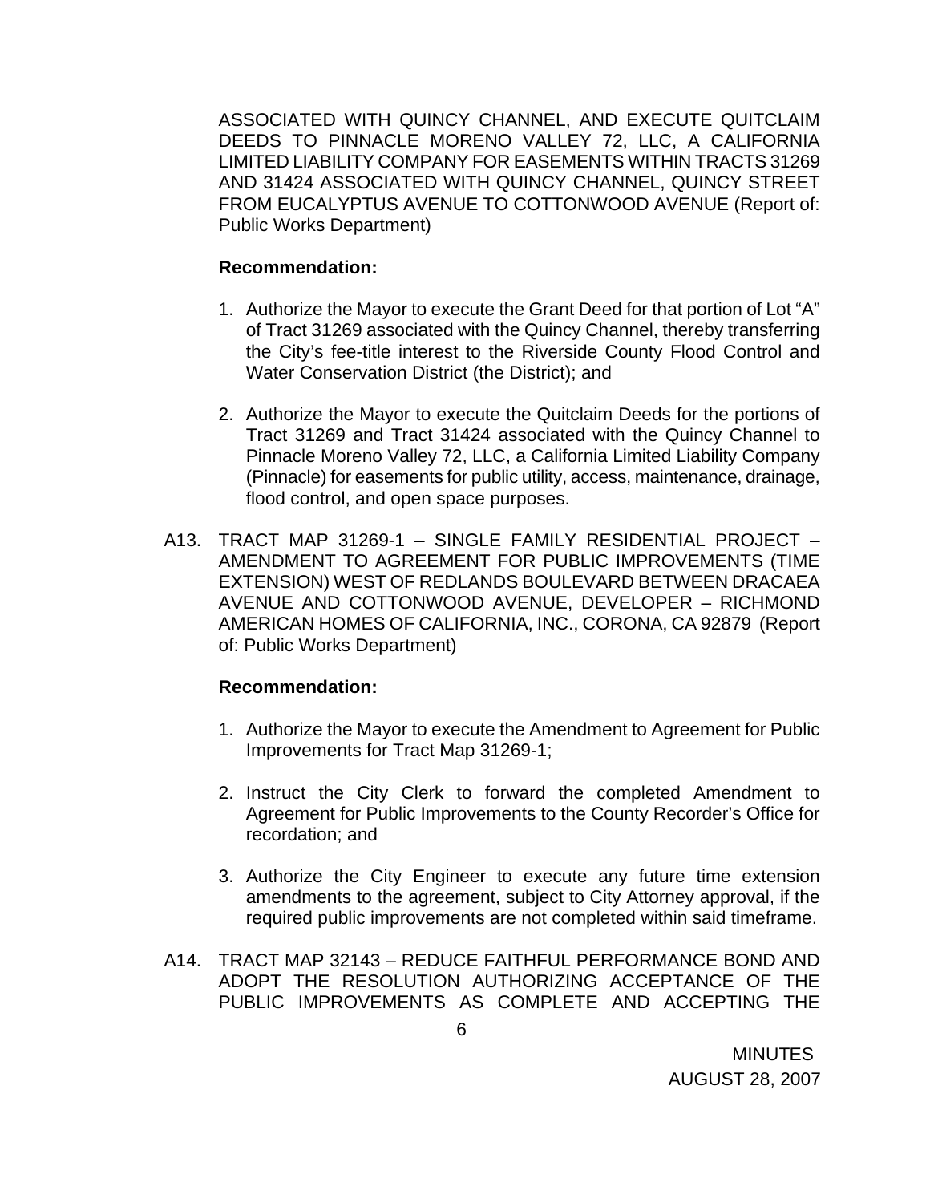ASSOCIATED WITH QUINCY CHANNEL, AND EXECUTE QUITCLAIM DEEDS TO PINNACLE MORENO VALLEY 72, LLC, A CALIFORNIA LIMITED LIABILITY COMPANY FOR EASEMENTS WITHIN TRACTS 31269 AND 31424 ASSOCIATED WITH QUINCY CHANNEL, QUINCY STREET FROM EUCALYPTUS AVENUE TO COTTONWOOD AVENUE (Report of: Public Works Department)

**Recommendation:**

1. Authorize the Mayor to execute the Grant Deed for that portion of Lot "A" of Tract 31269 associated with the Quincy Channel, thereby transferring the City's fee-title interest to the Riverside County Flood Control and Water Conservation District (the District); and

2. Authorize the Mayor to execute the Quitclaim Deeds for the portions of Tract 31269 and Tract 31424 associated with the Quincy Channel to Pinnacle Moreno Valley 72, LLC, a California Limited Liability Company (Pinnacle) for easements for public utility, access, maintenance, drainage, flood control, and open space purposes.

A13. TRACT MAP 31269-1 – SINGLE FAMILY RESIDENTIAL PROJECT – AMENDMENT TO AGREEMENT FOR PUBLIC IMPROVEMENTS (TIME EXTENSION) WEST OF REDLANDS BOULEVARD BETWEEN DRACAEA AVENUE AND COTTONWOOD AVENUE, DEVELOPER – RICHMOND AMERICAN HOMES OF CALIFORNIA, INC., CORONA, CA 92879 (Report of: Public Works Department)

**Recommendation:**

1. Authorize the Mayor to execute the Amendment to Agreement for Public Improvements for Tract Map 31269-1;

2. Instruct the City Clerk to forward the completed Amendment to Agreement for Public Improvements to the County Recorder's Office for recordation; and

3. Authorize the City Engineer to execute any future time extension amendments to the agreement, subject to City Attorney approval, if the required public improvements are not completed within said timeframe.

A14. TRACT MAP 32143 – REDUCE FAITHFUL PERFORMANCE BOND AND ADOPT THE RESOLUTION AUTHORIZING ACCEPTANCE OF THE PUBLIC IMPROVEMENTS AS COMPLETE AND ACCEPTING THE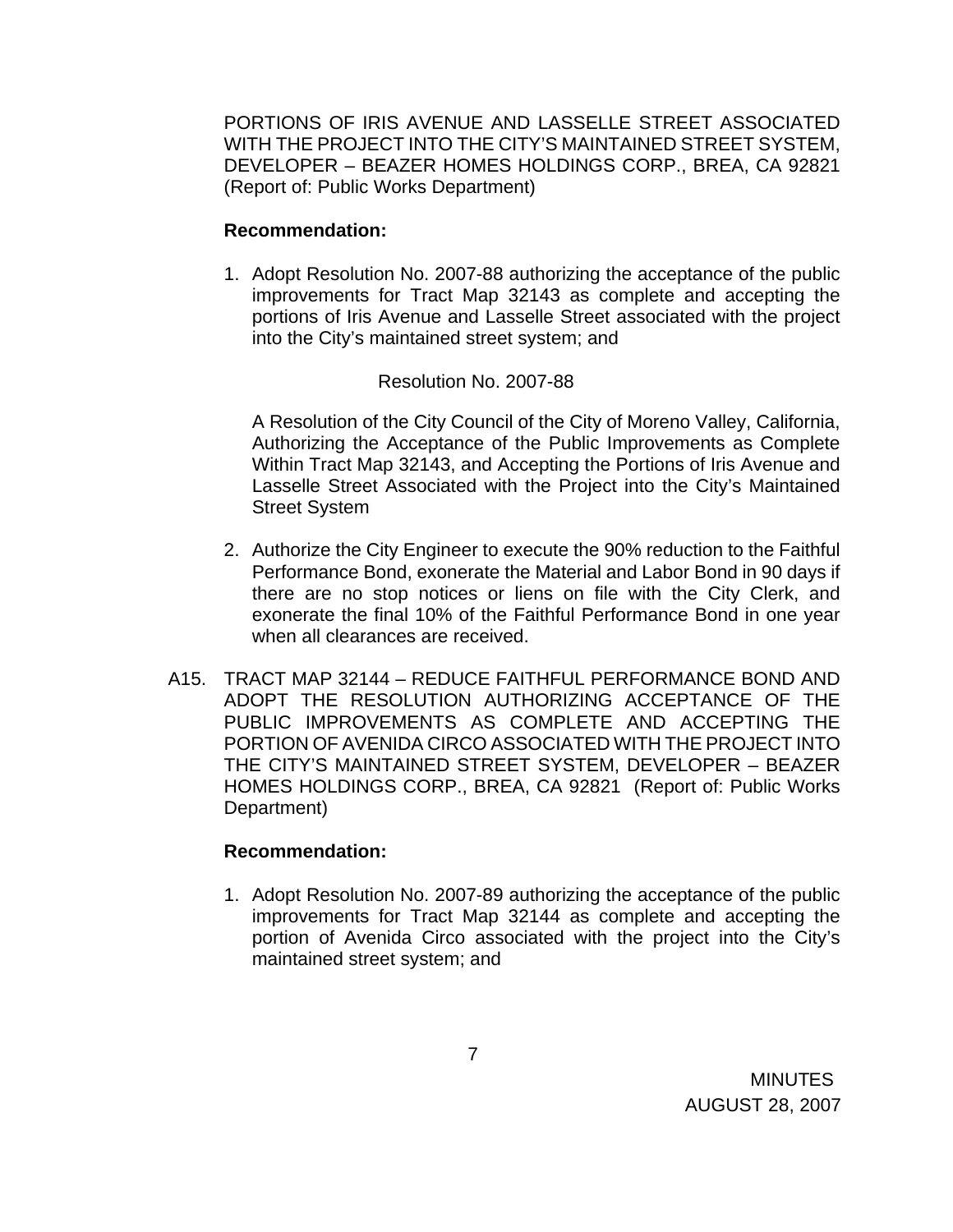PORTIONS OF IRIS AVENUE AND LASSELLE STREET ASSOCIATED WITH THE PROJECT INTO THE CITY'S MAINTAINED STREET SYSTEM, DEVELOPER – BEAZER HOMES HOLDINGS CORP., BREA, CA 92821 (Report of: Public Works Department)

**Recommendation:**

1. Adopt Resolution No. 2007-88 authorizing the acceptance of the public improvements for Tract Map 32143 as complete and accepting the portions of Iris Avenue and Lasselle Street associated with the project into the City's maintained street system; and

   Resolution No. 2007-88

   A Resolution of the City Council of the City of Moreno Valley, California, Authorizing the Acceptance of the Public Improvements as Complete Within Tract Map 32143, and Accepting the Portions of Iris Avenue and Lasselle Street Associated with the Project into the City's Maintained Street System

2. Authorize the City Engineer to execute the 90% reduction to the Faithful Performance Bond, exonerate the Material and Labor Bond in 90 days if there are no stop notices or liens on file with the City Clerk, and exonerate the final 10% of the Faithful Performance Bond in one year when all clearances are received.

A15. TRACT MAP 32144 – REDUCE FAITHFUL PERFORMANCE BOND AND ADOPT THE RESOLUTION AUTHORIZING ACCEPTANCE OF THE PUBLIC IMPROVEMENTS AS COMPLETE AND ACCEPTING THE PORTION OF AVENIDA CIRCO ASSOCIATED WITH THE PROJECT INTO THE CITY'S MAINTAINED STREET SYSTEM, DEVELOPER – BEAZER HOMES HOLDINGS CORP., BREA, CA 92821 (Report of: Public Works Department)

**Recommendation:**

1. Adopt Resolution No. 2007-89 authorizing the acceptance of the public improvements for Tract Map 32144 as complete and accepting the portion of Avenida Circo associated with the project into the City's maintained street system; and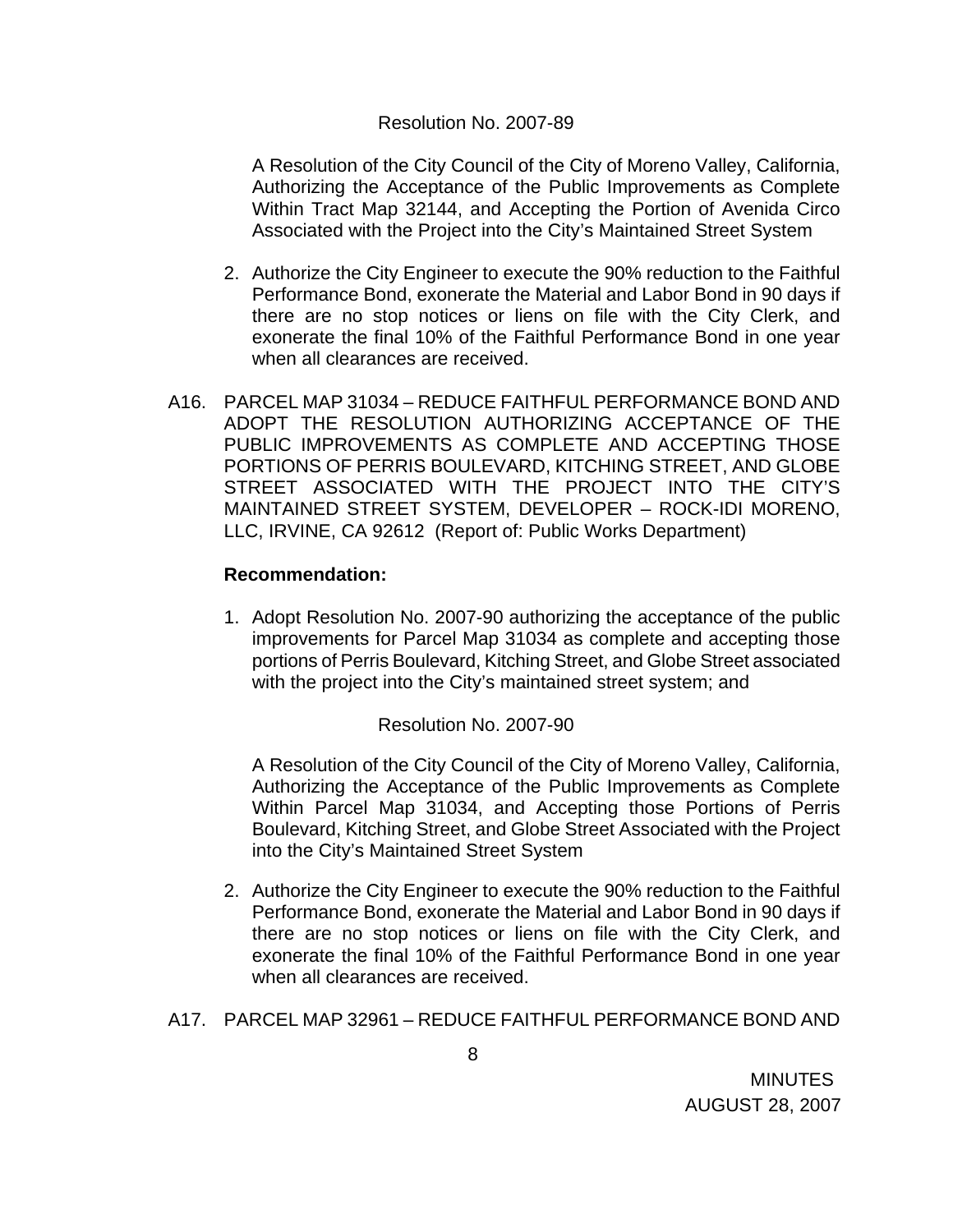Resolution No. 2007-89

A Resolution of the City Council of the City of Moreno Valley, California, Authorizing the Acceptance of the Public Improvements as Complete Within Tract Map 32144, and Accepting the Portion of Avenida Circo Associated with the Project into the City's Maintained Street System

2. Authorize the City Engineer to execute the 90% reduction to the Faithful Performance Bond, exonerate the Material and Labor Bond in 90 days if there are no stop notices or liens on file with the City Clerk, and exonerate the final 10% of the Faithful Performance Bond in one year when all clearances are received.

A16. PARCEL MAP 31034 – REDUCE FAITHFUL PERFORMANCE BOND AND ADOPT THE RESOLUTION AUTHORIZING ACCEPTANCE OF THE PUBLIC IMPROVEMENTS AS COMPLETE AND ACCEPTING THOSE PORTIONS OF PERRIS BOULEVARD, KITCHING STREET, AND GLOBE STREET ASSOCIATED WITH THE PROJECT INTO THE CITY'S MAINTAINED STREET SYSTEM, DEVELOPER – ROCK-IDI MORENO, LLC, IRVINE, CA 92612 (Report of: Public Works Department)

**Recommendation:**

1. Adopt Resolution No. 2007-90 authorizing the acceptance of the public improvements for Parcel Map 31034 as complete and accepting those portions of Perris Boulevard, Kitching Street, and Globe Street associated with the project into the City's maintained street system; and

Resolution No. 2007-90

A Resolution of the City Council of the City of Moreno Valley, California, Authorizing the Acceptance of the Public Improvements as Complete Within Parcel Map 31034, and Accepting those Portions of Perris Boulevard, Kitching Street, and Globe Street Associated with the Project into the City's Maintained Street System

2. Authorize the City Engineer to execute the 90% reduction to the Faithful Performance Bond, exonerate the Material and Labor Bond in 90 days if there are no stop notices or liens on file with the City Clerk, and exonerate the final 10% of the Faithful Performance Bond in one year when all clearances are received.

A17. PARCEL MAP 32961 – REDUCE FAITHFUL PERFORMANCE BOND AND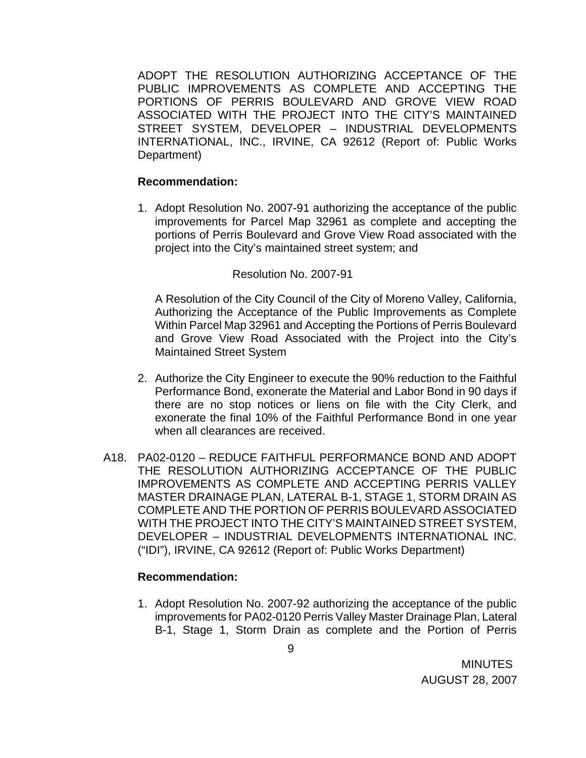ADOPT THE RESOLUTION AUTHORIZING ACCEPTANCE OF THE PUBLIC IMPROVEMENTS AS COMPLETE AND ACCEPTING THE PORTIONS OF PERRIS BOULEVARD AND GROVE VIEW ROAD ASSOCIATED WITH THE PROJECT INTO THE CITY'S MAINTAINED STREET SYSTEM, DEVELOPER – INDUSTRIAL DEVELOPMENTS INTERNATIONAL, INC., IRVINE, CA 92612 (Report of: Public Works Department)

**Recommendation:**

1. Adopt Resolution No. 2007-91 authorizing the acceptance of the public improvements for Parcel Map 32961 as complete and accepting the portions of Perris Boulevard and Grove View Road associated with the project into the City's maintained street system; and

   Resolution No. 2007-91

   A Resolution of the City Council of the City of Moreno Valley, California, Authorizing the Acceptance of the Public Improvements as Complete Within Parcel Map 32961 and Accepting the Portions of Perris Boulevard and Grove View Road Associated with the Project into the City's Maintained Street System

2. Authorize the City Engineer to execute the 90% reduction to the Faithful Performance Bond, exonerate the Material and Labor Bond in 90 days if there are no stop notices or liens on file with the City Clerk, and exonerate the final 10% of the Faithful Performance Bond in one year when all clearances are received.

A18. PA02-0120 – REDUCE FAITHFUL PERFORMANCE BOND AND ADOPT THE RESOLUTION AUTHORIZING ACCEPTANCE OF THE PUBLIC IMPROVEMENTS AS COMPLETE AND ACCEPTING PERRIS VALLEY MASTER DRAINAGE PLAN, LATERAL B-1, STAGE 1, STORM DRAIN AS COMPLETE AND THE PORTION OF PERRIS BOULEVARD ASSOCIATED WITH THE PROJECT INTO THE CITY'S MAINTAINED STREET SYSTEM, DEVELOPER – INDUSTRIAL DEVELOPMENTS INTERNATIONAL INC. ("IDI"), IRVINE, CA 92612 (Report of: Public Works Department)

**Recommendation:**

1. Adopt Resolution No. 2007-92 authorizing the acceptance of the public improvements for PA02-0120 Perris Valley Master Drainage Plan, Lateral B-1, Stage 1, Storm Drain as complete and the Portion of Perris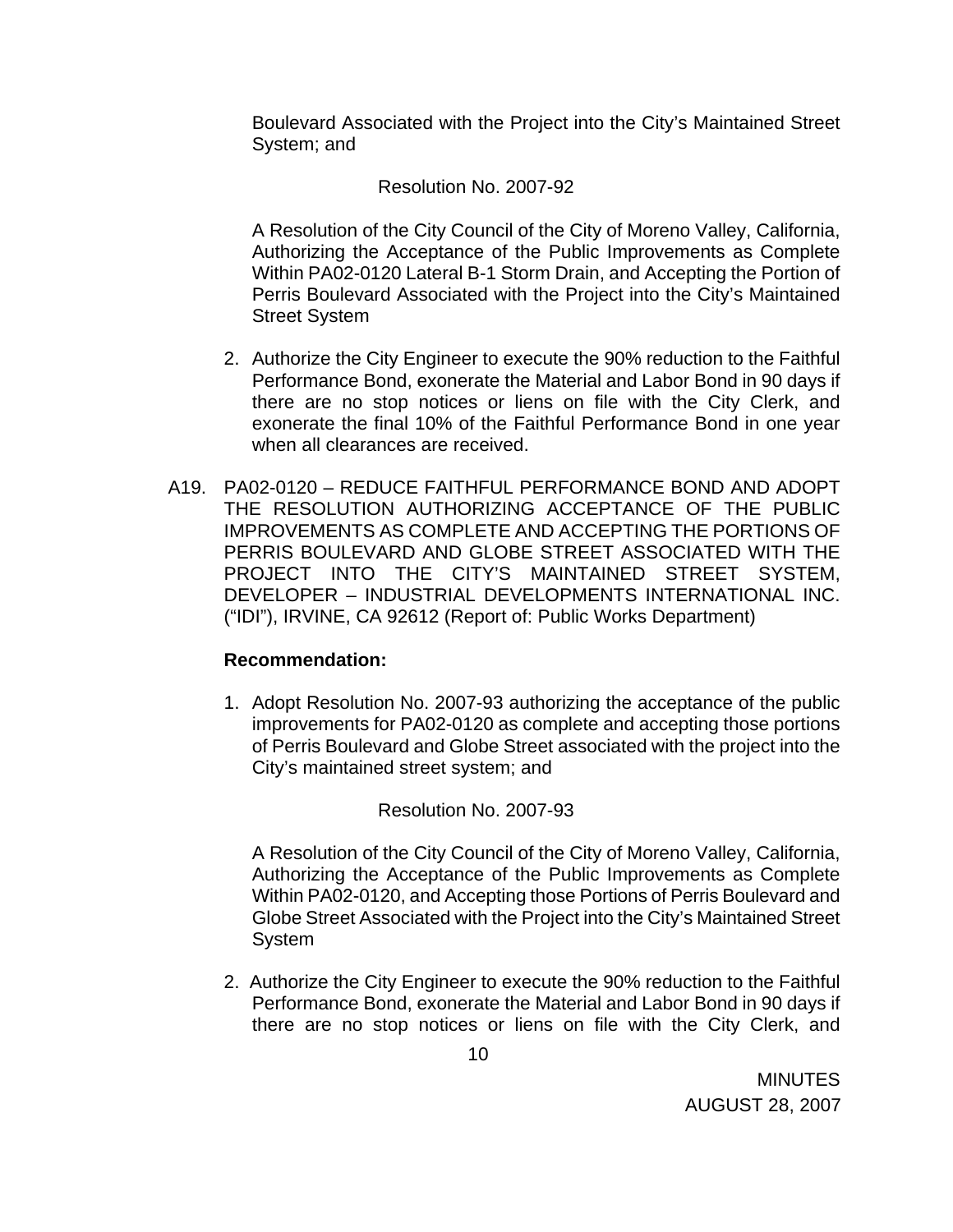Boulevard Associated with the Project into the City's Maintained Street System; and

Resolution No. 2007-92

A Resolution of the City Council of the City of Moreno Valley, California, Authorizing the Acceptance of the Public Improvements as Complete Within PA02-0120 Lateral B-1 Storm Drain, and Accepting the Portion of Perris Boulevard Associated with the Project into the City's Maintained Street System

2. Authorize the City Engineer to execute the 90% reduction to the Faithful Performance Bond, exonerate the Material and Labor Bond in 90 days if there are no stop notices or liens on file with the City Clerk, and exonerate the final 10% of the Faithful Performance Bond in one year when all clearances are received.

A19. PA02-0120 – REDUCE FAITHFUL PERFORMANCE BOND AND ADOPT THE RESOLUTION AUTHORIZING ACCEPTANCE OF THE PUBLIC IMPROVEMENTS AS COMPLETE AND ACCEPTING THE PORTIONS OF PERRIS BOULEVARD AND GLOBE STREET ASSOCIATED WITH THE PROJECT INTO THE CITY'S MAINTAINED STREET SYSTEM, DEVELOPER – INDUSTRIAL DEVELOPMENTS INTERNATIONAL INC. ("IDI"), IRVINE, CA 92612 (Report of: Public Works Department)

**Recommendation:**

1. Adopt Resolution No. 2007-93 authorizing the acceptance of the public improvements for PA02-0120 as complete and accepting those portions of Perris Boulevard and Globe Street associated with the project into the City's maintained street system; and

Resolution No. 2007-93

A Resolution of the City Council of the City of Moreno Valley, California, Authorizing the Acceptance of the Public Improvements as Complete Within PA02-0120, and Accepting those Portions of Perris Boulevard and Globe Street Associated with the Project into the City's Maintained Street System

2. Authorize the City Engineer to execute the 90% reduction to the Faithful Performance Bond, exonerate the Material and Labor Bond in 90 days if there are no stop notices or liens on file with the City Clerk, and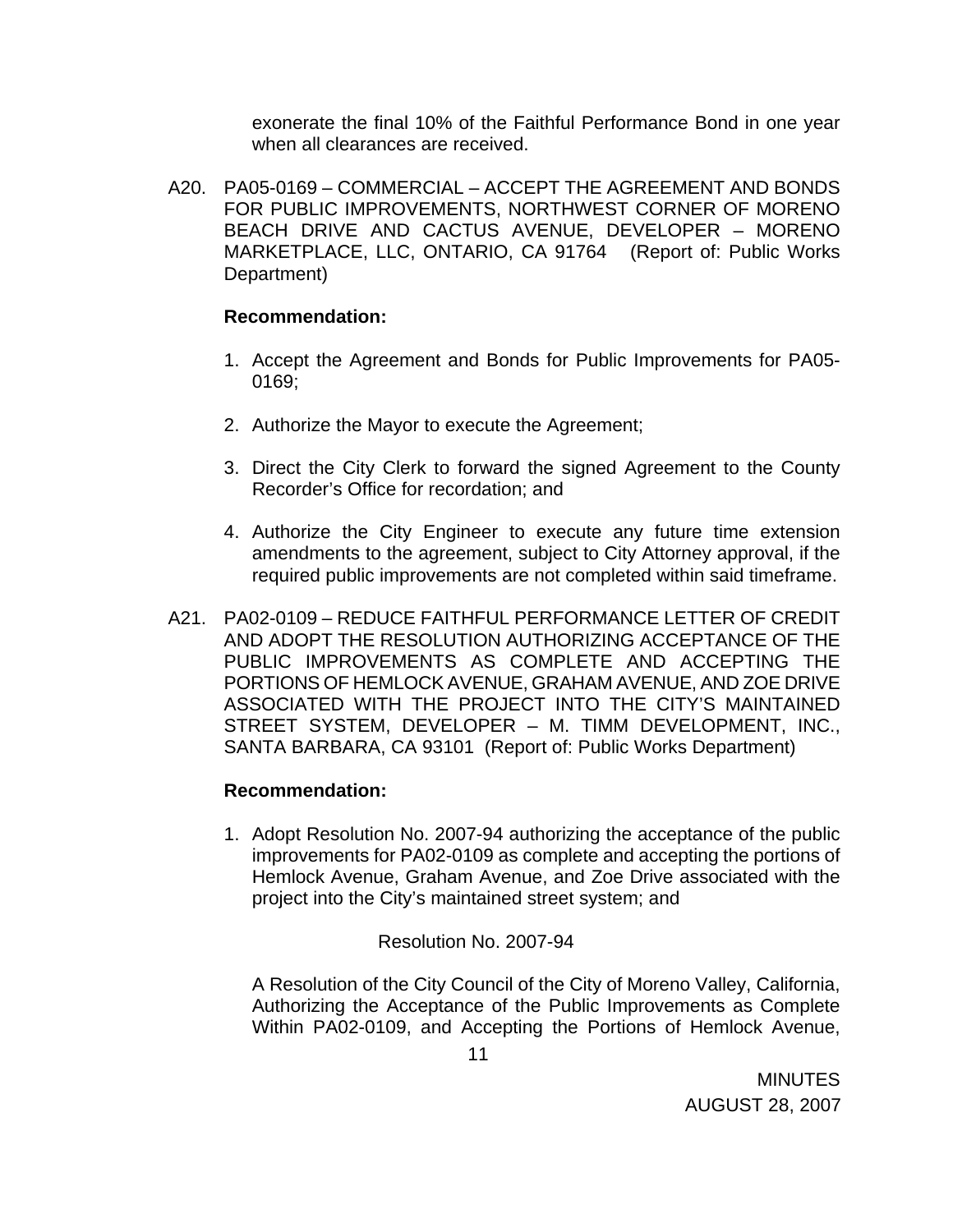exonerate the final 10% of the Faithful Performance Bond in one year when all clearances are received.

A20. PA05-0169 – COMMERCIAL – ACCEPT THE AGREEMENT AND BONDS FOR PUBLIC IMPROVEMENTS, NORTHWEST CORNER OF MORENO BEACH DRIVE AND CACTUS AVENUE, DEVELOPER – MORENO MARKETPLACE, LLC, ONTARIO, CA 91764 (Report of: Public Works Department)

**Recommendation:**

1. Accept the Agreement and Bonds for Public Improvements for PA05-0169;

2. Authorize the Mayor to execute the Agreement;

3. Direct the City Clerk to forward the signed Agreement to the County Recorder's Office for recordation; and

4. Authorize the City Engineer to execute any future time extension amendments to the agreement, subject to City Attorney approval, if the required public improvements are not completed within said timeframe.

A21. PA02-0109 – REDUCE FAITHFUL PERFORMANCE LETTER OF CREDIT AND ADOPT THE RESOLUTION AUTHORIZING ACCEPTANCE OF THE PUBLIC IMPROVEMENTS AS COMPLETE AND ACCEPTING THE PORTIONS OF HEMLOCK AVENUE, GRAHAM AVENUE, AND ZOE DRIVE ASSOCIATED WITH THE PROJECT INTO THE CITY'S MAINTAINED STREET SYSTEM, DEVELOPER – M. TIMM DEVELOPMENT, INC., SANTA BARBARA, CA 93101 (Report of: Public Works Department)

**Recommendation:**

1. Adopt Resolution No. 2007-94 authorizing the acceptance of the public improvements for PA02-0109 as complete and accepting the portions of Hemlock Avenue, Graham Avenue, and Zoe Drive associated with the project into the City's maintained street system; and

Resolution No. 2007-94

A Resolution of the City Council of the City of Moreno Valley, California, Authorizing the Acceptance of the Public Improvements as Complete Within PA02-0109, and Accepting the Portions of Hemlock Avenue,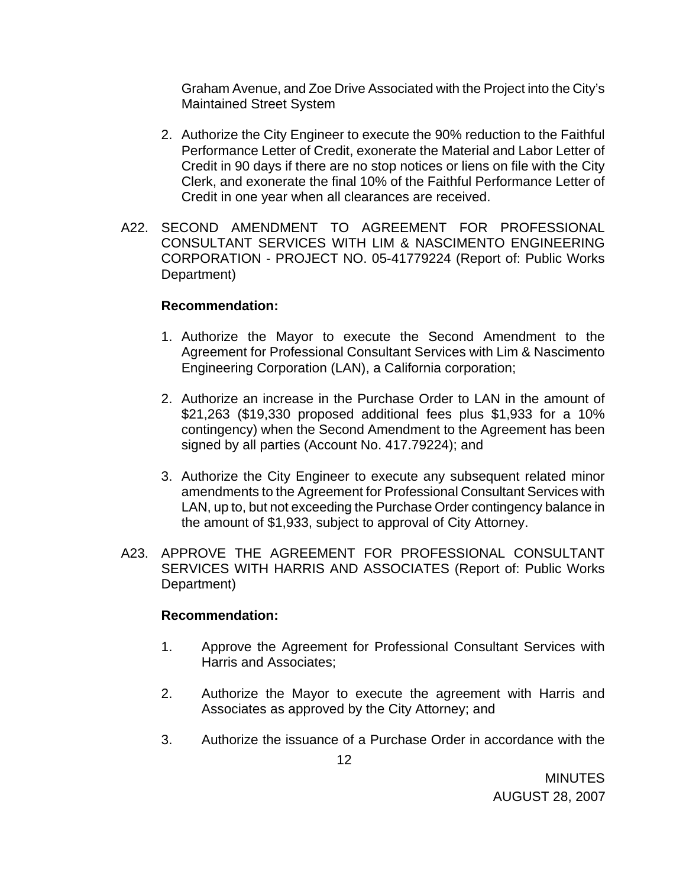Graham Avenue, and Zoe Drive Associated with the Project into the City's Maintained Street System

2. Authorize the City Engineer to execute the 90% reduction to the Faithful Performance Letter of Credit, exonerate the Material and Labor Letter of Credit in 90 days if there are no stop notices or liens on file with the City Clerk, and exonerate the final 10% of the Faithful Performance Letter of Credit in one year when all clearances are received.

A22. SECOND AMENDMENT TO AGREEMENT FOR PROFESSIONAL CONSULTANT SERVICES WITH LIM & NASCIMENTO ENGINEERING CORPORATION - PROJECT NO. 05-41779224 (Report of: Public Works Department)

**Recommendation:**

1. Authorize the Mayor to execute the Second Amendment to the Agreement for Professional Consultant Services with Lim & Nascimento Engineering Corporation (LAN), a California corporation;

2. Authorize an increase in the Purchase Order to LAN in the amount of $21,263 ($19,330 proposed additional fees plus $1,933 for a 10% contingency) when the Second Amendment to the Agreement has been signed by all parties (Account No. 417.79224); and

3. Authorize the City Engineer to execute any subsequent related minor amendments to the Agreement for Professional Consultant Services with LAN, up to, but not exceeding the Purchase Order contingency balance in the amount of $1,933, subject to approval of City Attorney.

A23. APPROVE THE AGREEMENT FOR PROFESSIONAL CONSULTANT SERVICES WITH HARRIS AND ASSOCIATES (Report of: Public Works Department)

**Recommendation:**

1. Approve the Agreement for Professional Consultant Services with Harris and Associates;

2. Authorize the Mayor to execute the agreement with Harris and Associates as approved by the City Attorney; and

3. Authorize the issuance of a Purchase Order in accordance with the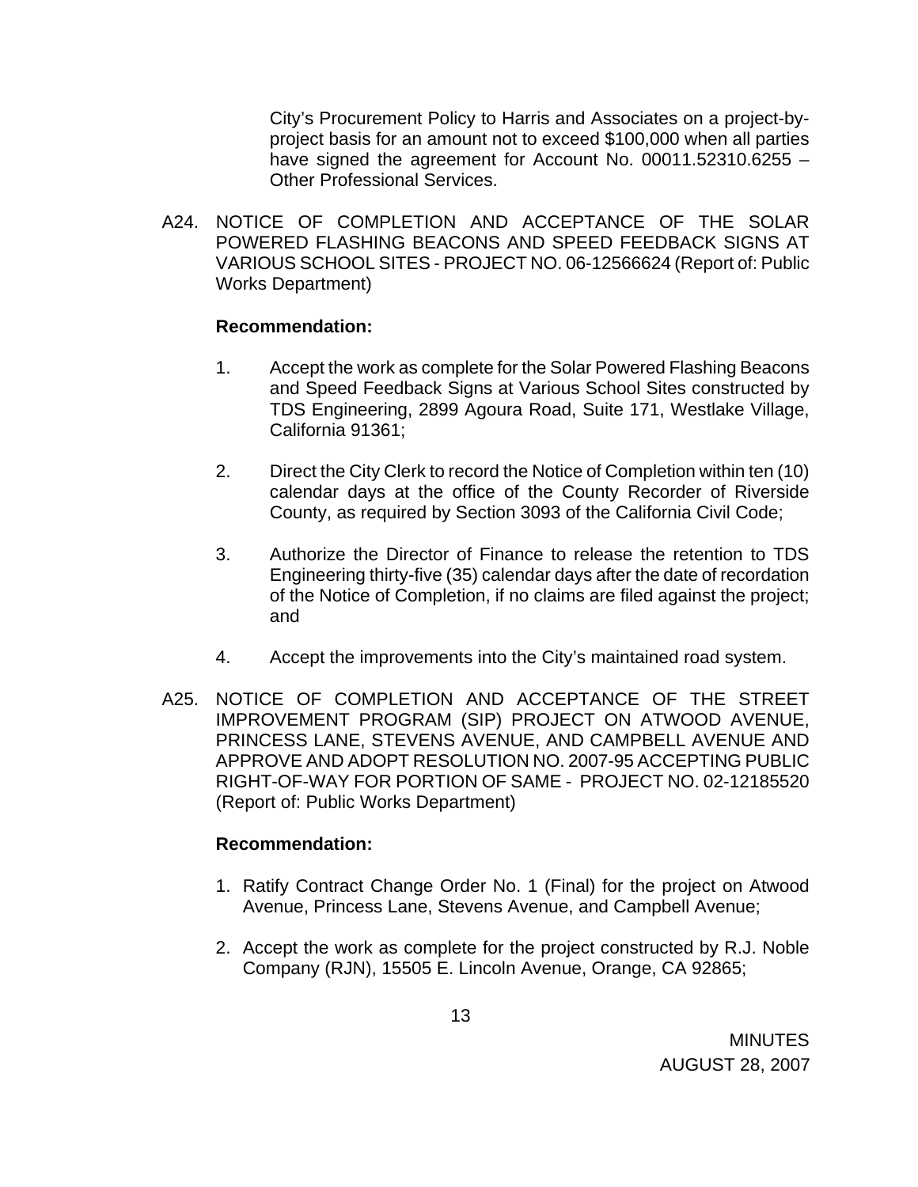City's Procurement Policy to Harris and Associates on a project-by-project basis for an amount not to exceed $100,000 when all parties have signed the agreement for Account No. 00011.52310.6255 – Other Professional Services.

A24. NOTICE OF COMPLETION AND ACCEPTANCE OF THE SOLAR POWERED FLASHING BEACONS AND SPEED FEEDBACK SIGNS AT VARIOUS SCHOOL SITES - PROJECT NO. 06-12566624 (Report of: Public Works Department)

**Recommendation:**

1. Accept the work as complete for the Solar Powered Flashing Beacons and Speed Feedback Signs at Various School Sites constructed by TDS Engineering, 2899 Agoura Road, Suite 171, Westlake Village, California 91361;

2. Direct the City Clerk to record the Notice of Completion within ten (10) calendar days at the office of the County Recorder of Riverside County, as required by Section 3093 of the California Civil Code;

3. Authorize the Director of Finance to release the retention to TDS Engineering thirty-five (35) calendar days after the date of recordation of the Notice of Completion, if no claims are filed against the project; and

4. Accept the improvements into the City's maintained road system.

A25. NOTICE OF COMPLETION AND ACCEPTANCE OF THE STREET IMPROVEMENT PROGRAM (SIP) PROJECT ON ATWOOD AVENUE, PRINCESS LANE, STEVENS AVENUE, AND CAMPBELL AVENUE AND APPROVE AND ADOPT RESOLUTION NO. 2007-95 ACCEPTING PUBLIC RIGHT-OF-WAY FOR PORTION OF SAME - PROJECT NO. 02-12185520 (Report of: Public Works Department)

**Recommendation:**

1. Ratify Contract Change Order No. 1 (Final) for the project on Atwood Avenue, Princess Lane, Stevens Avenue, and Campbell Avenue;

2. Accept the work as complete for the project constructed by R.J. Noble Company (RJN), 15505 E. Lincoln Avenue, Orange, CA 92865;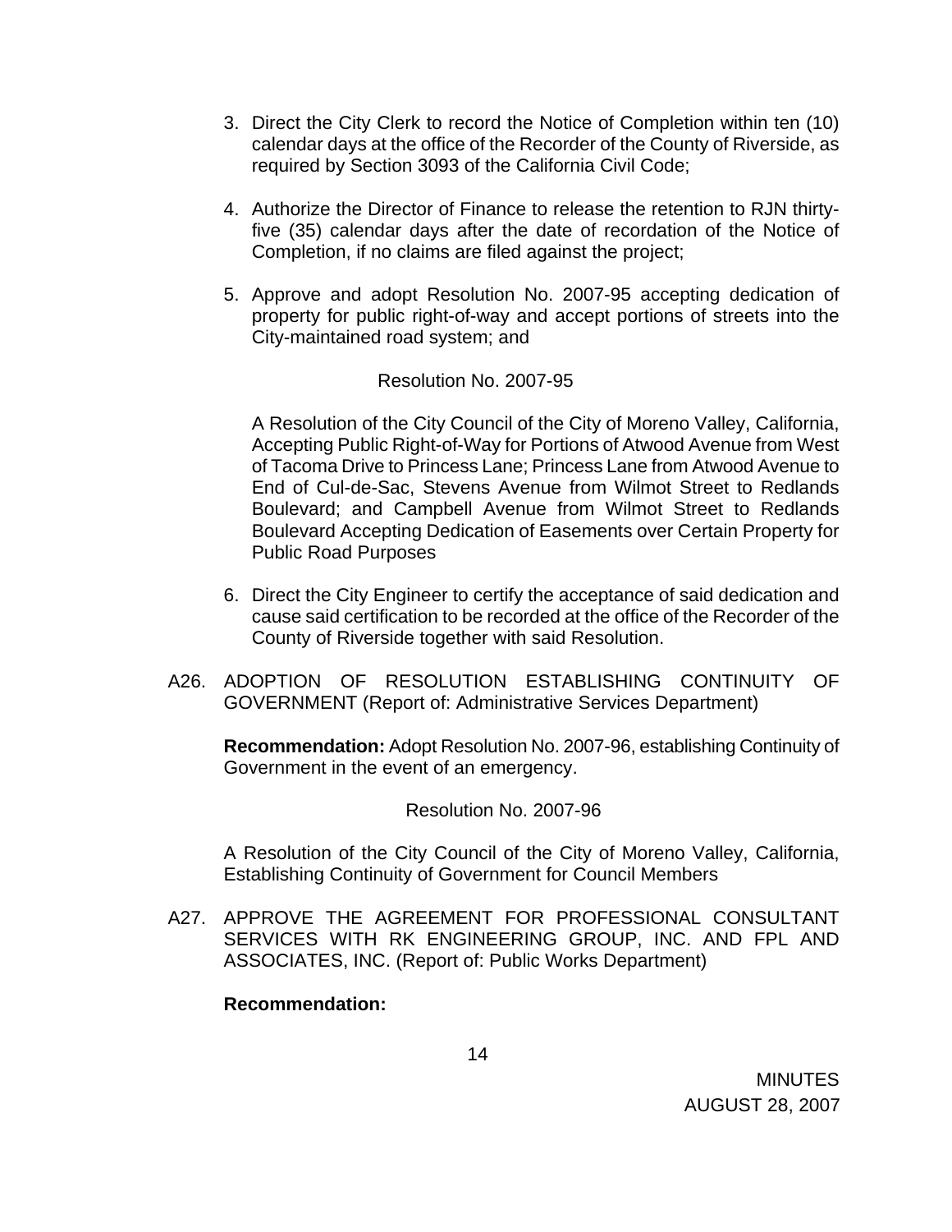3. Direct the City Clerk to record the Notice of Completion within ten (10) calendar days at the office of the Recorder of the County of Riverside, as required by Section 3093 of the California Civil Code;

4. Authorize the Director of Finance to release the retention to RJN thirty-five (35) calendar days after the date of recordation of the Notice of Completion, if no claims are filed against the project;

5. Approve and adopt Resolution No. 2007-95 accepting dedication of property for public right-of-way and accept portions of streets into the City-maintained road system; and

   Resolution No. 2007-95

   A Resolution of the City Council of the City of Moreno Valley, California, Accepting Public Right-of-Way for Portions of Atwood Avenue from West of Tacoma Drive to Princess Lane; Princess Lane from Atwood Avenue to End of Cul-de-Sac, Stevens Avenue from Wilmot Street to Redlands Boulevard; and Campbell Avenue from Wilmot Street to Redlands Boulevard Accepting Dedication of Easements over Certain Property for Public Road Purposes

6. Direct the City Engineer to certify the acceptance of said dedication and cause said certification to be recorded at the office of the Recorder of the County of Riverside together with said Resolution.

A26. ADOPTION OF RESOLUTION ESTABLISHING CONTINUITY OF GOVERNMENT (Report of: Administrative Services Department)

**Recommendation:** Adopt Resolution No. 2007-96, establishing Continuity of Government in the event of an emergency.

Resolution No. 2007-96

A Resolution of the City Council of the City of Moreno Valley, California, Establishing Continuity of Government for Council Members

A27. APPROVE THE AGREEMENT FOR PROFESSIONAL CONSULTANT SERVICES WITH RK ENGINEERING GROUP, INC. AND FPL AND ASSOCIATES, INC. (Report of: Public Works Department)

**Recommendation:**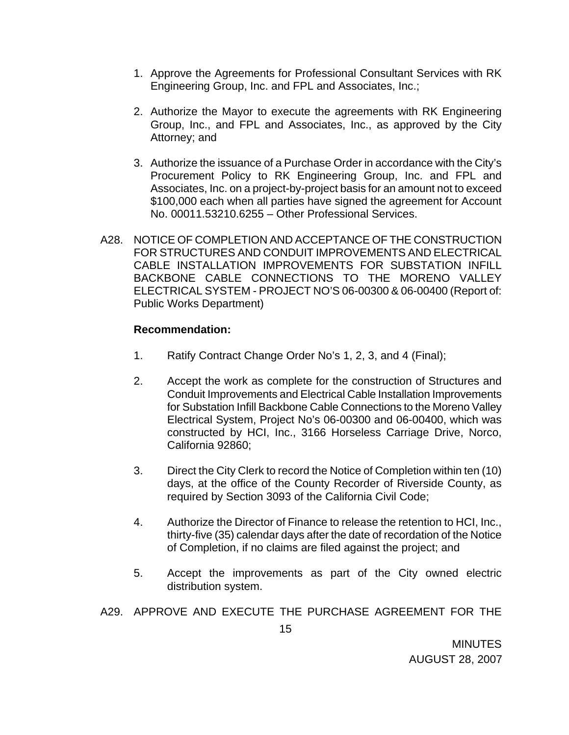1. Approve the Agreements for Professional Consultant Services with RK Engineering Group, Inc. and FPL and Associates, Inc.;

2. Authorize the Mayor to execute the agreements with RK Engineering Group, Inc., and FPL and Associates, Inc., as approved by the City Attorney; and

3. Authorize the issuance of a Purchase Order in accordance with the City's Procurement Policy to RK Engineering Group, Inc. and FPL and Associates, Inc. on a project-by-project basis for an amount not to exceed $100,000 each when all parties have signed the agreement for Account No. 00011.53210.6255 – Other Professional Services.

A28. NOTICE OF COMPLETION AND ACCEPTANCE OF THE CONSTRUCTION FOR STRUCTURES AND CONDUIT IMPROVEMENTS AND ELECTRICAL CABLE INSTALLATION IMPROVEMENTS FOR SUBSTATION INFILL BACKBONE CABLE CONNECTIONS TO THE MORENO VALLEY ELECTRICAL SYSTEM - PROJECT NO'S 06-00300 & 06-00400 (Report of: Public Works Department)

**Recommendation:**

1. Ratify Contract Change Order No's 1, 2, 3, and 4 (Final);

2. Accept the work as complete for the construction of Structures and Conduit Improvements and Electrical Cable Installation Improvements for Substation Infill Backbone Cable Connections to the Moreno Valley Electrical System, Project No's 06-00300 and 06-00400, which was constructed by HCI, Inc., 3166 Horseless Carriage Drive, Norco, California 92860;

3. Direct the City Clerk to record the Notice of Completion within ten (10) days, at the office of the County Recorder of Riverside County, as required by Section 3093 of the California Civil Code;

4. Authorize the Director of Finance to release the retention to HCI, Inc., thirty-five (35) calendar days after the date of recordation of the Notice of Completion, if no claims are filed against the project; and

5. Accept the improvements as part of the City owned electric distribution system.

A29. APPROVE AND EXECUTE THE PURCHASE AGREEMENT FOR THE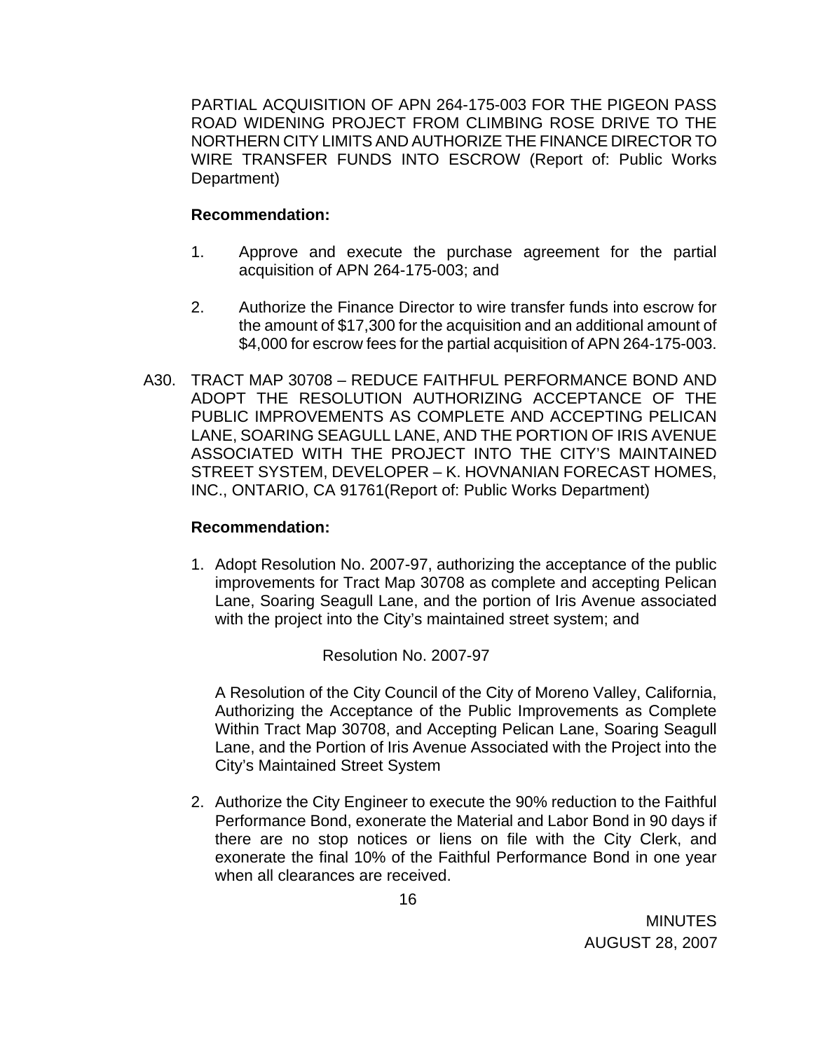PARTIAL ACQUISITION OF APN 264-175-003 FOR THE PIGEON PASS ROAD WIDENING PROJECT FROM CLIMBING ROSE DRIVE TO THE NORTHERN CITY LIMITS AND AUTHORIZE THE FINANCE DIRECTOR TO WIRE TRANSFER FUNDS INTO ESCROW (Report of: Public Works Department)

**Recommendation:**

1. Approve and execute the purchase agreement for the partial acquisition of APN 264-175-003; and

2. Authorize the Finance Director to wire transfer funds into escrow for the amount of $17,300 for the acquisition and an additional amount of $4,000 for escrow fees for the partial acquisition of APN 264-175-003.

A30. TRACT MAP 30708 – REDUCE FAITHFUL PERFORMANCE BOND AND ADOPT THE RESOLUTION AUTHORIZING ACCEPTANCE OF THE PUBLIC IMPROVEMENTS AS COMPLETE AND ACCEPTING PELICAN LANE, SOARING SEAGULL LANE, AND THE PORTION OF IRIS AVENUE ASSOCIATED WITH THE PROJECT INTO THE CITY'S MAINTAINED STREET SYSTEM, DEVELOPER – K. HOVNANIAN FORECAST HOMES, INC., ONTARIO, CA 91761(Report of: Public Works Department)

**Recommendation:**

1. Adopt Resolution No. 2007-97, authorizing the acceptance of the public improvements for Tract Map 30708 as complete and accepting Pelican Lane, Soaring Seagull Lane, and the portion of Iris Avenue associated with the project into the City's maintained street system; and

   Resolution No. 2007-97

   A Resolution of the City Council of the City of Moreno Valley, California, Authorizing the Acceptance of the Public Improvements as Complete Within Tract Map 30708, and Accepting Pelican Lane, Soaring Seagull Lane, and the Portion of Iris Avenue Associated with the Project into the City's Maintained Street System

2. Authorize the City Engineer to execute the 90% reduction to the Faithful Performance Bond, exonerate the Material and Labor Bond in 90 days if there are no stop notices or liens on file with the City Clerk, and exonerate the final 10% of the Faithful Performance Bond in one year when all clearances are received.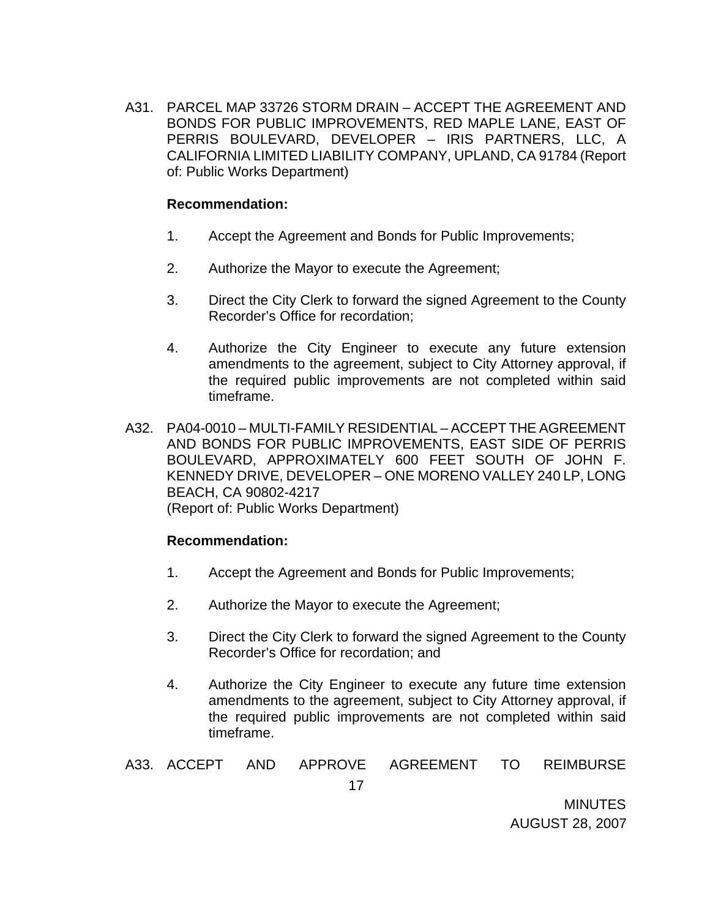A31. PARCEL MAP 33726 STORM DRAIN – ACCEPT THE AGREEMENT AND BONDS FOR PUBLIC IMPROVEMENTS, RED MAPLE LANE, EAST OF PERRIS BOULEVARD, DEVELOPER – IRIS PARTNERS, LLC, A CALIFORNIA LIMITED LIABILITY COMPANY, UPLAND, CA 91784 (Report of: Public Works Department)

**Recommendation:**

1. Accept the Agreement and Bonds for Public Improvements;

2. Authorize the Mayor to execute the Agreement;

3. Direct the City Clerk to forward the signed Agreement to the County Recorder's Office for recordation;

4. Authorize the City Engineer to execute any future extension amendments to the agreement, subject to City Attorney approval, if the required public improvements are not completed within said timeframe.

A32. PA04-0010 – MULTI-FAMILY RESIDENTIAL – ACCEPT THE AGREEMENT AND BONDS FOR PUBLIC IMPROVEMENTS, EAST SIDE OF PERRIS BOULEVARD, APPROXIMATELY 600 FEET SOUTH OF JOHN F. KENNEDY DRIVE, DEVELOPER – ONE MORENO VALLEY 240 LP, LONG BEACH, CA 90802-4217
(Report of: Public Works Department)

**Recommendation:**

1. Accept the Agreement and Bonds for Public Improvements;

2. Authorize the Mayor to execute the Agreement;

3. Direct the City Clerk to forward the signed Agreement to the County Recorder's Office for recordation; and

4. Authorize the City Engineer to execute any future time extension amendments to the agreement, subject to City Attorney approval, if the required public improvements are not completed within said timeframe.

A33. ACCEPT AND APPROVE AGREEMENT TO REIMBURSE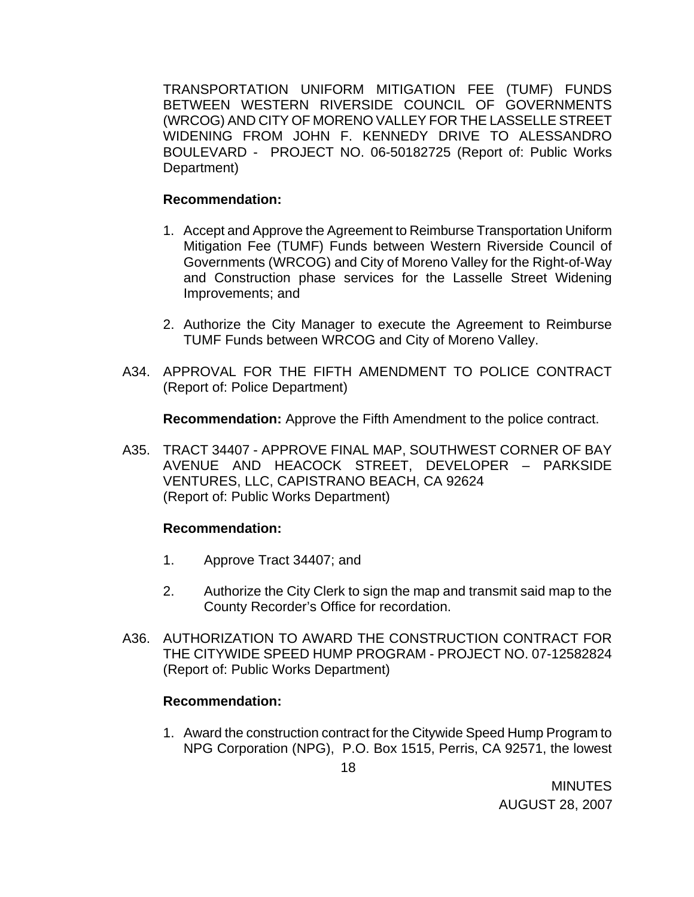TRANSPORTATION UNIFORM MITIGATION FEE (TUMF) FUNDS BETWEEN WESTERN RIVERSIDE COUNCIL OF GOVERNMENTS (WRCOG) AND CITY OF MORENO VALLEY FOR THE LASSELLE STREET WIDENING FROM JOHN F. KENNEDY DRIVE TO ALESSANDRO BOULEVARD - PROJECT NO. 06-50182725 (Report of: Public Works Department)

**Recommendation:**

1. Accept and Approve the Agreement to Reimburse Transportation Uniform Mitigation Fee (TUMF) Funds between Western Riverside Council of Governments (WRCOG) and City of Moreno Valley for the Right-of-Way and Construction phase services for the Lasselle Street Widening Improvements; and

2. Authorize the City Manager to execute the Agreement to Reimburse TUMF Funds between WRCOG and City of Moreno Valley.

A34. APPROVAL FOR THE FIFTH AMENDMENT TO POLICE CONTRACT (Report of: Police Department)

**Recommendation:** Approve the Fifth Amendment to the police contract.

A35. TRACT 34407 - APPROVE FINAL MAP, SOUTHWEST CORNER OF BAY AVENUE AND HEACOCK STREET, DEVELOPER – PARKSIDE VENTURES, LLC, CAPISTRANO BEACH, CA 92624 (Report of: Public Works Department)

**Recommendation:**

1. Approve Tract 34407; and

2. Authorize the City Clerk to sign the map and transmit said map to the County Recorder's Office for recordation.

A36. AUTHORIZATION TO AWARD THE CONSTRUCTION CONTRACT FOR THE CITYWIDE SPEED HUMP PROGRAM - PROJECT NO. 07-12582824 (Report of: Public Works Department)

**Recommendation:**

1. Award the construction contract for the Citywide Speed Hump Program to NPG Corporation (NPG), P.O. Box 1515, Perris, CA 92571, the lowest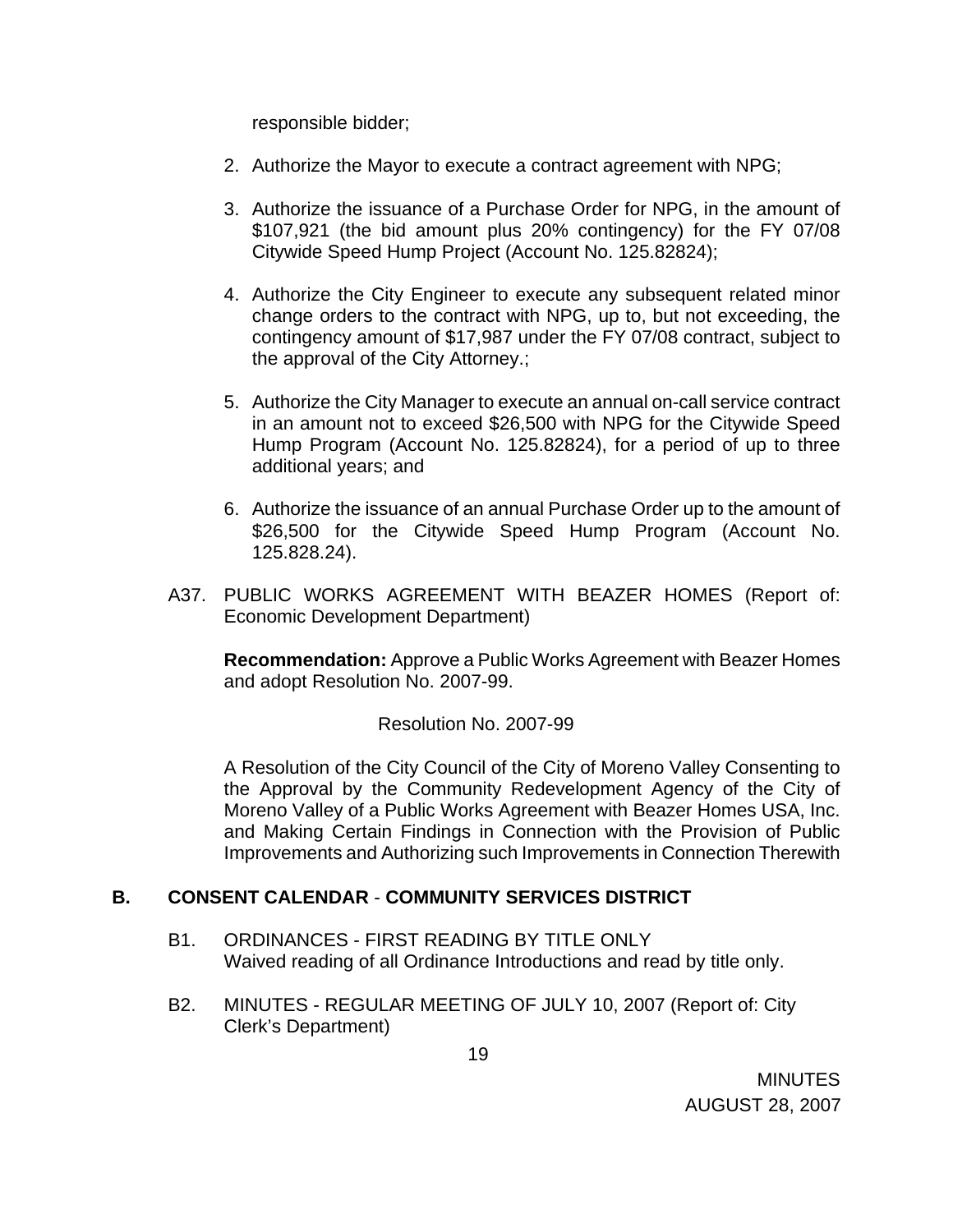responsible bidder;

2. Authorize the Mayor to execute a contract agreement with NPG;

3. Authorize the issuance of a Purchase Order for NPG, in the amount of $107,921 (the bid amount plus 20% contingency) for the FY 07/08 Citywide Speed Hump Project (Account No. 125.82824);

4. Authorize the City Engineer to execute any subsequent related minor change orders to the contract with NPG, up to, but not exceeding, the contingency amount of $17,987 under the FY 07/08 contract, subject to the approval of the City Attorney.;

5. Authorize the City Manager to execute an annual on-call service contract in an amount not to exceed $26,500 with NPG for the Citywide Speed Hump Program (Account No. 125.82824), for a period of up to three additional years; and

6. Authorize the issuance of an annual Purchase Order up to the amount of $26,500 for the Citywide Speed Hump Program (Account No. 125.828.24).

A37. PUBLIC WORKS AGREEMENT WITH BEAZER HOMES (Report of: Economic Development Department)

**Recommendation:** Approve a Public Works Agreement with Beazer Homes and adopt Resolution No. 2007-99.

Resolution No. 2007-99

A Resolution of the City Council of the City of Moreno Valley Consenting to the Approval by the Community Redevelopment Agency of the City of Moreno Valley of a Public Works Agreement with Beazer Homes USA, Inc. and Making Certain Findings in Connection with the Provision of Public Improvements and Authorizing such Improvements in Connection Therewith

## B. CONSENT CALENDAR - COMMUNITY SERVICES DISTRICT

B1. ORDINANCES - FIRST READING BY TITLE ONLY
Waived reading of all Ordinance Introductions and read by title only.

B2. MINUTES - REGULAR MEETING OF JULY 10, 2007 (Report of: City Clerk's Department)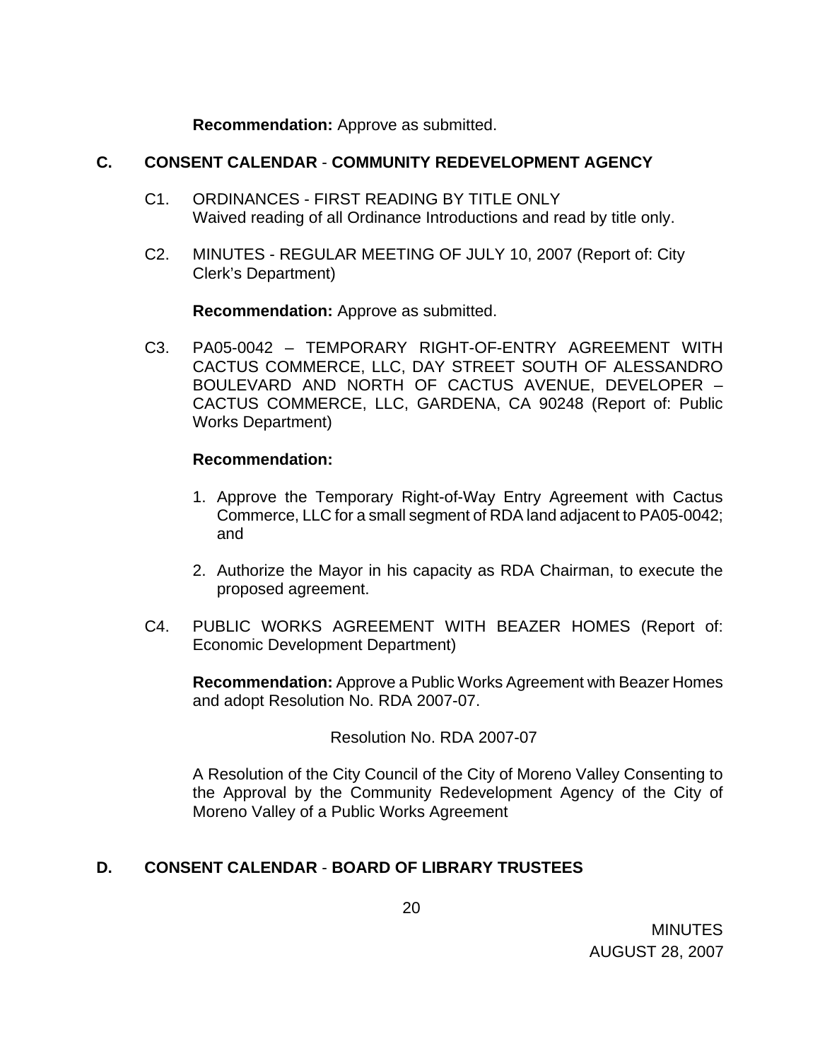**Recommendation:** Approve as submitted.

## C. CONSENT CALENDAR - COMMUNITY REDEVELOPMENT AGENCY

C1. ORDINANCES - FIRST READING BY TITLE ONLY
Waived reading of all Ordinance Introductions and read by title only.

C2. MINUTES - REGULAR MEETING OF JULY 10, 2007 (Report of: City Clerk's Department)

**Recommendation:** Approve as submitted.

C3. PA05-0042 – TEMPORARY RIGHT-OF-ENTRY AGREEMENT WITH CACTUS COMMERCE, LLC, DAY STREET SOUTH OF ALESSANDRO BOULEVARD AND NORTH OF CACTUS AVENUE, DEVELOPER – CACTUS COMMERCE, LLC, GARDENA, CA 90248 (Report of: Public Works Department)

**Recommendation:**

1. Approve the Temporary Right-of-Way Entry Agreement with Cactus Commerce, LLC for a small segment of RDA land adjacent to PA05-0042; and

2. Authorize the Mayor in his capacity as RDA Chairman, to execute the proposed agreement.

C4. PUBLIC WORKS AGREEMENT WITH BEAZER HOMES (Report of: Economic Development Department)

**Recommendation:** Approve a Public Works Agreement with Beazer Homes and adopt Resolution No. RDA 2007-07.

Resolution No. RDA 2007-07

A Resolution of the City Council of the City of Moreno Valley Consenting to the Approval by the Community Redevelopment Agency of the City of Moreno Valley of a Public Works Agreement

## D. CONSENT CALENDAR - BOARD OF LIBRARY TRUSTEES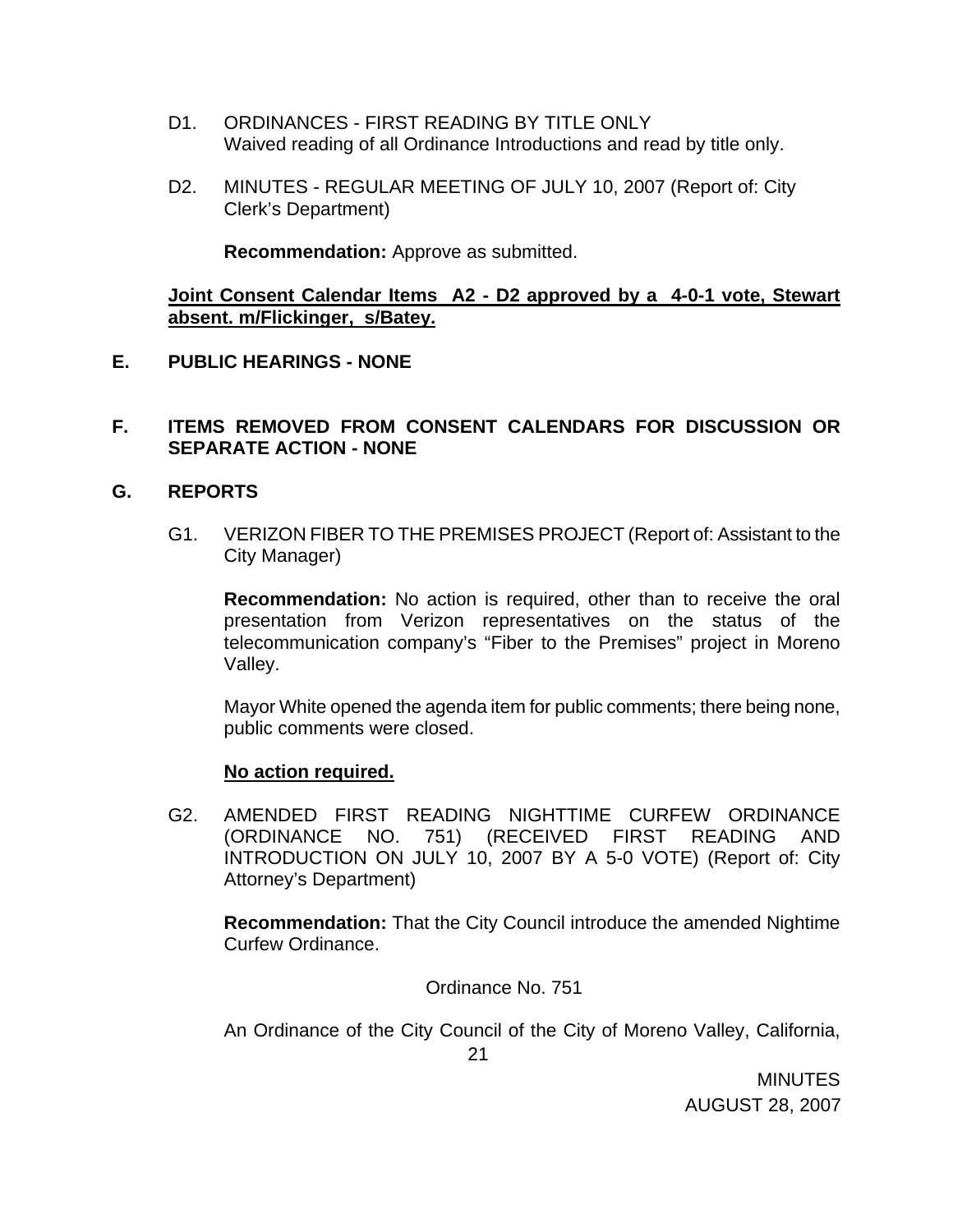D1. ORDINANCES - FIRST READING BY TITLE ONLY
Waived reading of all Ordinance Introductions and read by title only.

D2. MINUTES - REGULAR MEETING OF JULY 10, 2007 (Report of: City Clerk's Department)

**Recommendation:** Approve as submitted.

**Joint Consent Calendar Items A2 - D2 approved by a 4-0-1 vote, Stewart absent. m/Flickinger, s/Batey.**

**E. PUBLIC HEARINGS - NONE**

**F. ITEMS REMOVED FROM CONSENT CALENDARS FOR DISCUSSION OR SEPARATE ACTION - NONE**

**G. REPORTS**

G1. VERIZON FIBER TO THE PREMISES PROJECT (Report of: Assistant to the City Manager)

**Recommendation:** No action is required, other than to receive the oral presentation from Verizon representatives on the status of the telecommunication company's "Fiber to the Premises" project in Moreno Valley.

Mayor White opened the agenda item for public comments; there being none, public comments were closed.

**No action required.**

G2. AMENDED FIRST READING NIGHTTIME CURFEW ORDINANCE (ORDINANCE NO. 751) (RECEIVED FIRST READING AND INTRODUCTION ON JULY 10, 2007 BY A 5-0 VOTE) (Report of: City Attorney's Department)

**Recommendation:** That the City Council introduce the amended Nightime Curfew Ordinance.

Ordinance No. 751

An Ordinance of the City Council of the City of Moreno Valley, California,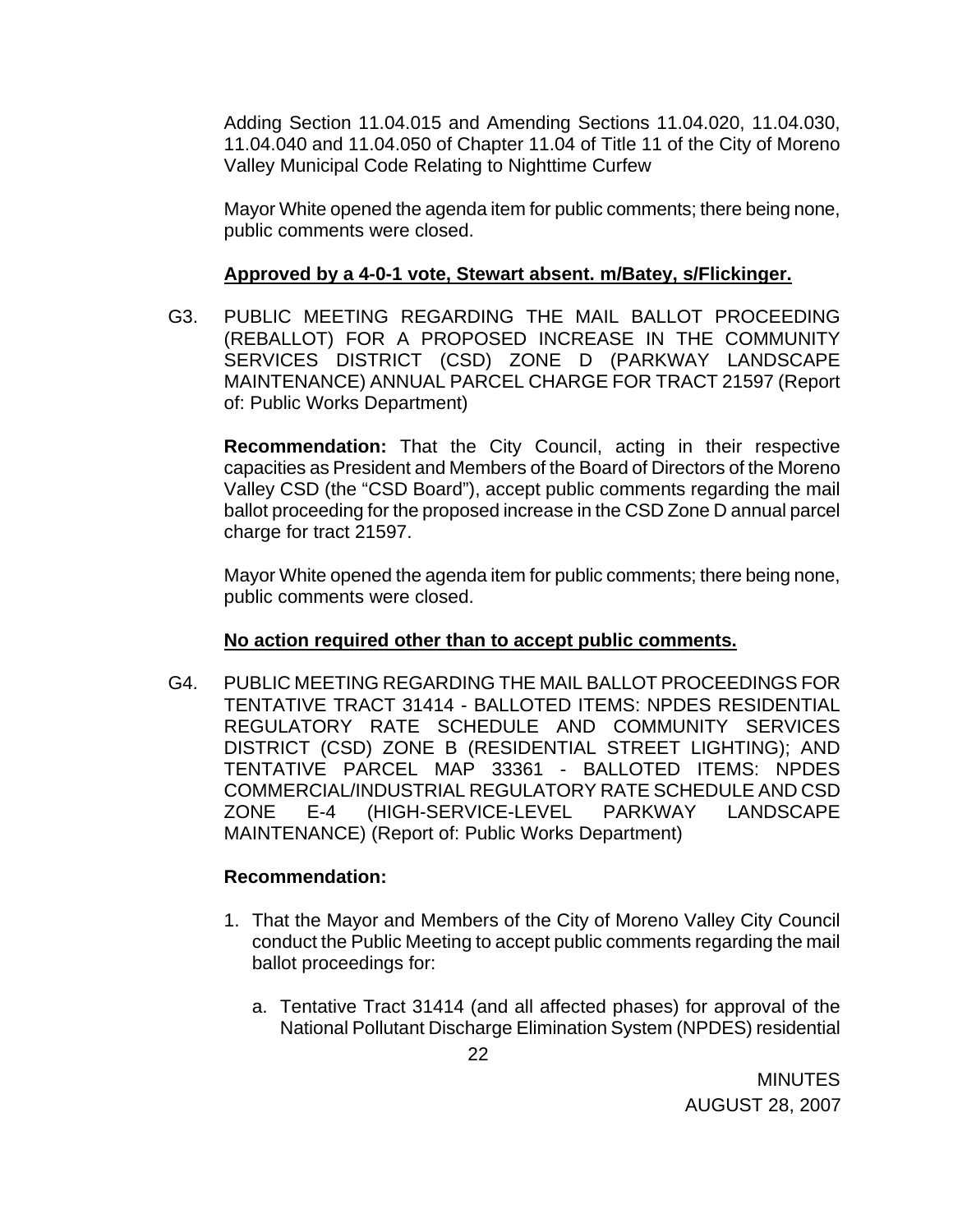Adding Section 11.04.015 and Amending Sections 11.04.020, 11.04.030, 11.04.040 and 11.04.050 of Chapter 11.04 of Title 11 of the City of Moreno Valley Municipal Code Relating to Nighttime Curfew

Mayor White opened the agenda item for public comments; there being none, public comments were closed.

**Approved by a 4-0-1 vote, Stewart absent. m/Batey, s/Flickinger.**

G3. PUBLIC MEETING REGARDING THE MAIL BALLOT PROCEEDING (REBALLOT) FOR A PROPOSED INCREASE IN THE COMMUNITY SERVICES DISTRICT (CSD) ZONE D (PARKWAY LANDSCAPE MAINTENANCE) ANNUAL PARCEL CHARGE FOR TRACT 21597 (Report of: Public Works Department)

**Recommendation:** That the City Council, acting in their respective capacities as President and Members of the Board of Directors of the Moreno Valley CSD (the "CSD Board"), accept public comments regarding the mail ballot proceeding for the proposed increase in the CSD Zone D annual parcel charge for tract 21597.

Mayor White opened the agenda item for public comments; there being none, public comments were closed.

**No action required other than to accept public comments.**

G4. PUBLIC MEETING REGARDING THE MAIL BALLOT PROCEEDINGS FOR TENTATIVE TRACT 31414 - BALLOTED ITEMS: NPDES RESIDENTIAL REGULATORY RATE SCHEDULE AND COMMUNITY SERVICES DISTRICT (CSD) ZONE B (RESIDENTIAL STREET LIGHTING); AND TENTATIVE PARCEL MAP 33361 - BALLOTED ITEMS: NPDES COMMERCIAL/INDUSTRIAL REGULATORY RATE SCHEDULE AND CSD ZONE E-4 (HIGH-SERVICE-LEVEL PARKWAY LANDSCAPE MAINTENANCE) (Report of: Public Works Department)

**Recommendation:**

1. That the Mayor and Members of the City of Moreno Valley City Council conduct the Public Meeting to accept public comments regarding the mail ballot proceedings for:

   a. Tentative Tract 31414 (and all affected phases) for approval of the National Pollutant Discharge Elimination System (NPDES) residential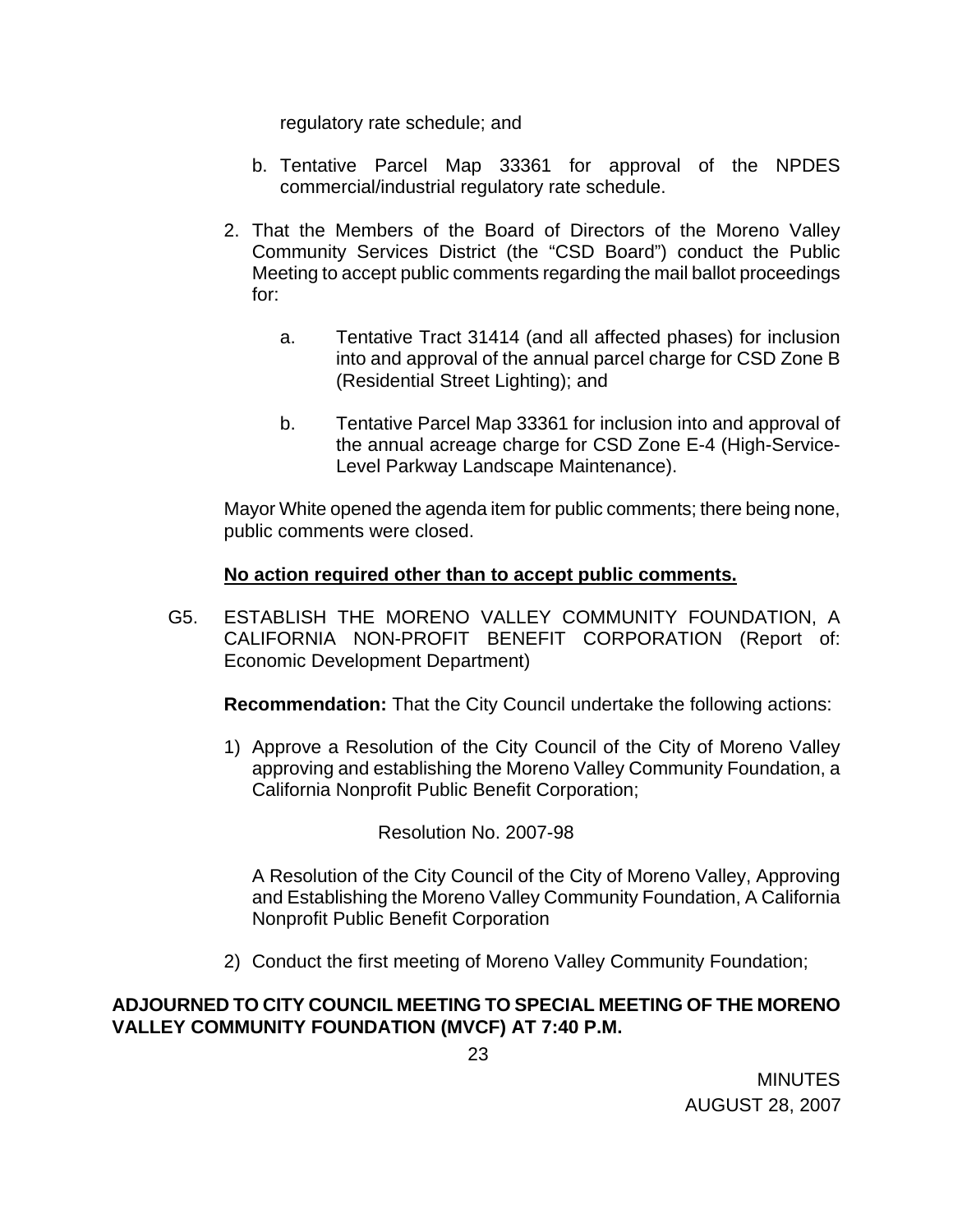regulatory rate schedule; and

b. Tentative Parcel Map 33361 for approval of the NPDES commercial/industrial regulatory rate schedule.

2. That the Members of the Board of Directors of the Moreno Valley Community Services District (the "CSD Board") conduct the Public Meeting to accept public comments regarding the mail ballot proceedings for:

   a. Tentative Tract 31414 (and all affected phases) for inclusion into and approval of the annual parcel charge for CSD Zone B (Residential Street Lighting); and

   b. Tentative Parcel Map 33361 for inclusion into and approval of the annual acreage charge for CSD Zone E-4 (High-Service-Level Parkway Landscape Maintenance).

Mayor White opened the agenda item for public comments; there being none, public comments were closed.

**No action required other than to accept public comments.**

G5. ESTABLISH THE MORENO VALLEY COMMUNITY FOUNDATION, A CALIFORNIA NON-PROFIT BENEFIT CORPORATION (Report of: Economic Development Department)

**Recommendation:** That the City Council undertake the following actions:

1) Approve a Resolution of the City Council of the City of Moreno Valley approving and establishing the Moreno Valley Community Foundation, a California Nonprofit Public Benefit Corporation;

   Resolution No. 2007-98

   A Resolution of the City Council of the City of Moreno Valley, Approving and Establishing the Moreno Valley Community Foundation, A California Nonprofit Public Benefit Corporation

2) Conduct the first meeting of Moreno Valley Community Foundation;

**ADJOURNED TO CITY COUNCIL MEETING TO SPECIAL MEETING OF THE MORENO VALLEY COMMUNITY FOUNDATION (MVCF) AT 7:40 P.M.**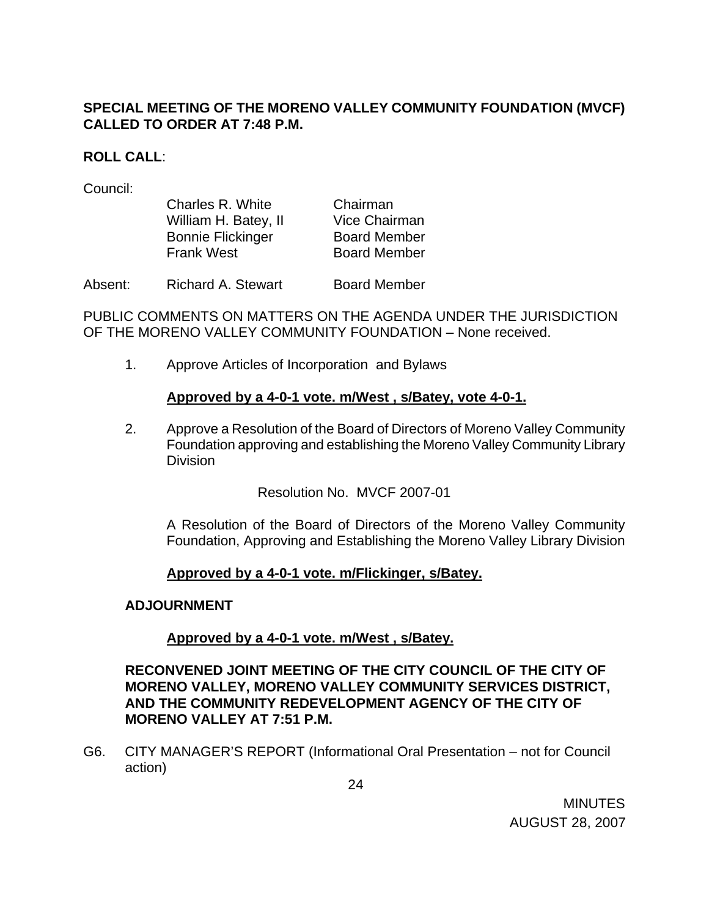**SPECIAL MEETING OF THE MORENO VALLEY COMMUNITY FOUNDATION (MVCF) CALLED TO ORDER AT 7:48 P.M.**

**ROLL CALL**:

Council:

| | | |
|---|---|---|
| | Charles R. White | Chairman |
| | William H. Batey, II | Vice Chairman |
| | Bonnie Flickinger | Board Member |
| | Frank West | Board Member |
| Absent: | Richard A. Stewart | Board Member |

PUBLIC COMMENTS ON MATTERS ON THE AGENDA UNDER THE JURISDICTION OF THE MORENO VALLEY COMMUNITY FOUNDATION – None received.

1. Approve Articles of Incorporation and Bylaws

   **Approved by a 4-0-1 vote. m/West , s/Batey, vote 4-0-1.**

2. Approve a Resolution of the Board of Directors of Moreno Valley Community Foundation approving and establishing the Moreno Valley Community Library Division

   Resolution No. MVCF 2007-01

   A Resolution of the Board of Directors of the Moreno Valley Community Foundation, Approving and Establishing the Moreno Valley Library Division

   **Approved by a 4-0-1 vote. m/Flickinger, s/Batey.**

**ADJOURNMENT**

**Approved by a 4-0-1 vote. m/West , s/Batey.**

**RECONVENED JOINT MEETING OF THE CITY COUNCIL OF THE CITY OF MORENO VALLEY, MORENO VALLEY COMMUNITY SERVICES DISTRICT, AND THE COMMUNITY REDEVELOPMENT AGENCY OF THE CITY OF MORENO VALLEY AT 7:51 P.M.**

G6. CITY MANAGER'S REPORT (Informational Oral Presentation – not for Council action)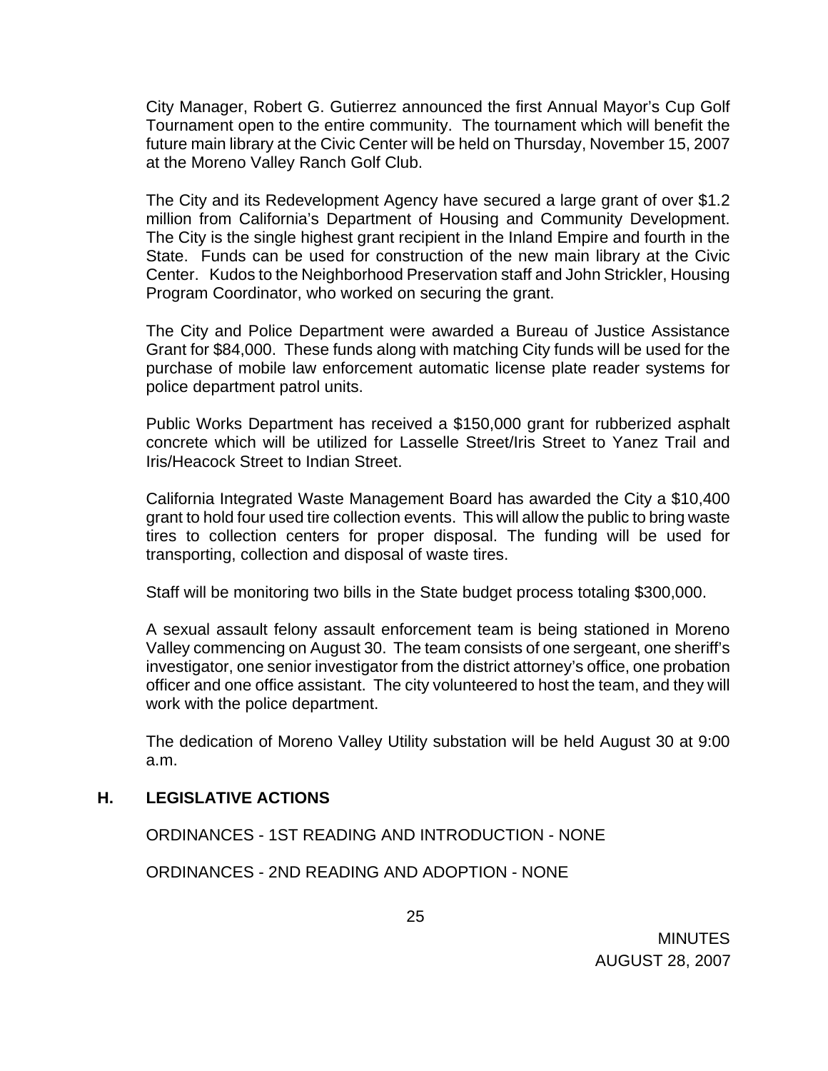City Manager, Robert G. Gutierrez announced the first Annual Mayor's Cup Golf Tournament open to the entire community. The tournament which will benefit the future main library at the Civic Center will be held on Thursday, November 15, 2007 at the Moreno Valley Ranch Golf Club.

The City and its Redevelopment Agency have secured a large grant of over $1.2 million from California's Department of Housing and Community Development. The City is the single highest grant recipient in the Inland Empire and fourth in the State. Funds can be used for construction of the new main library at the Civic Center. Kudos to the Neighborhood Preservation staff and John Strickler, Housing Program Coordinator, who worked on securing the grant.

The City and Police Department were awarded a Bureau of Justice Assistance Grant for $84,000. These funds along with matching City funds will be used for the purchase of mobile law enforcement automatic license plate reader systems for police department patrol units.

Public Works Department has received a $150,000 grant for rubberized asphalt concrete which will be utilized for Lasselle Street/Iris Street to Yanez Trail and Iris/Heacock Street to Indian Street.

California Integrated Waste Management Board has awarded the City a $10,400 grant to hold four used tire collection events. This will allow the public to bring waste tires to collection centers for proper disposal. The funding will be used for transporting, collection and disposal of waste tires.

Staff will be monitoring two bills in the State budget process totaling $300,000.

A sexual assault felony assault enforcement team is being stationed in Moreno Valley commencing on August 30. The team consists of one sergeant, one sheriff's investigator, one senior investigator from the district attorney's office, one probation officer and one office assistant. The city volunteered to host the team, and they will work with the police department.

The dedication of Moreno Valley Utility substation will be held August 30 at 9:00 a.m.

## H. LEGISLATIVE ACTIONS

ORDINANCES - 1ST READING AND INTRODUCTION - NONE

ORDINANCES - 2ND READING AND ADOPTION - NONE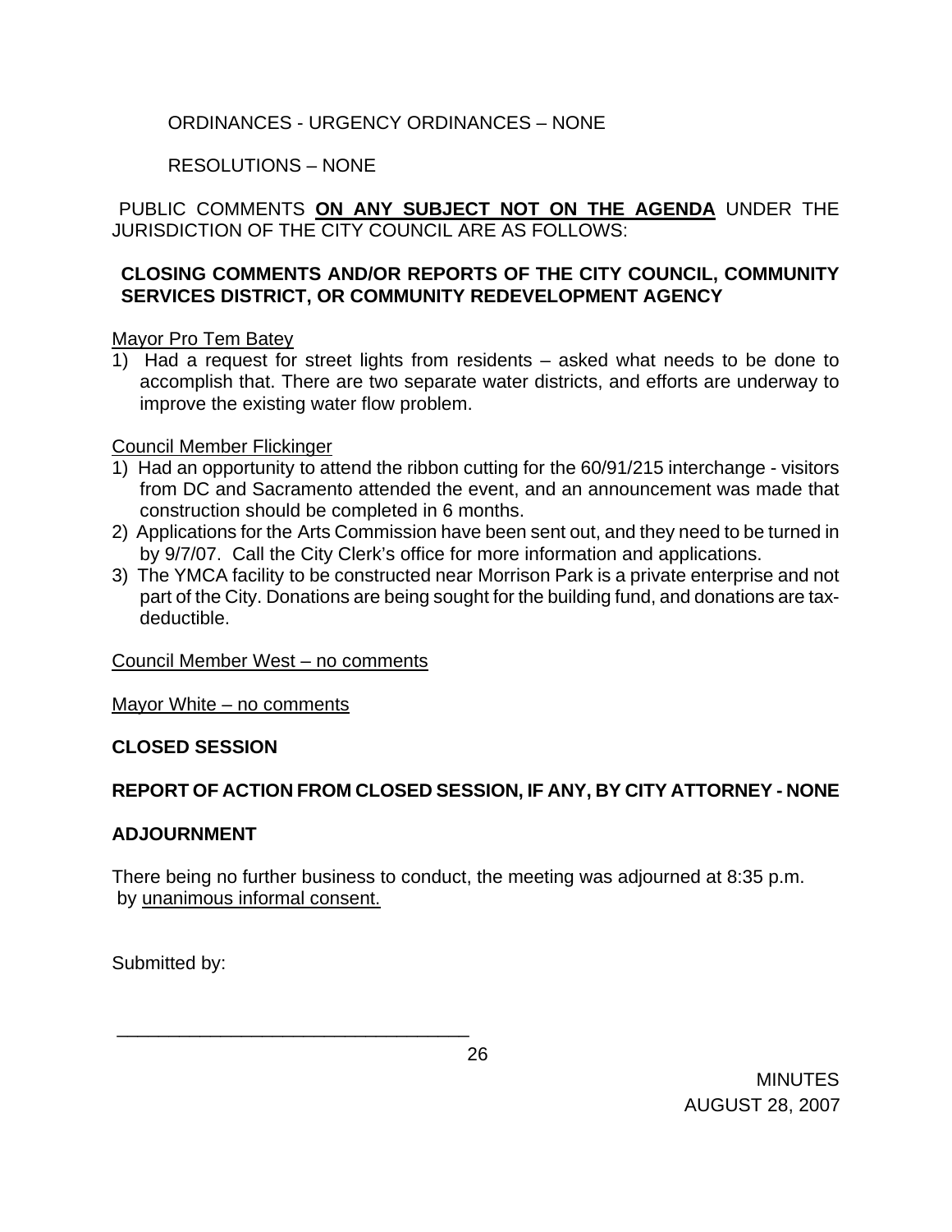ORDINANCES - URGENCY ORDINANCES – NONE

RESOLUTIONS – NONE

PUBLIC COMMENTS **ON ANY SUBJECT NOT ON THE AGENDA** UNDER THE JURISDICTION OF THE CITY COUNCIL ARE AS FOLLOWS:

**CLOSING COMMENTS AND/OR REPORTS OF THE CITY COUNCIL, COMMUNITY SERVICES DISTRICT, OR COMMUNITY REDEVELOPMENT AGENCY**

Mayor Pro Tem Batey

1) Had a request for street lights from residents – asked what needs to be done to accomplish that. There are two separate water districts, and efforts are underway to improve the existing water flow problem.

Council Member Flickinger

1) Had an opportunity to attend the ribbon cutting for the 60/91/215 interchange - visitors from DC and Sacramento attended the event, and an announcement was made that construction should be completed in 6 months.
2) Applications for the Arts Commission have been sent out, and they need to be turned in by 9/7/07. Call the City Clerk's office for more information and applications.
3) The YMCA facility to be constructed near Morrison Park is a private enterprise and not part of the City. Donations are being sought for the building fund, and donations are tax-deductible.

Council Member West – no comments

Mayor White – no comments

**CLOSED SESSION**

**REPORT OF ACTION FROM CLOSED SESSION, IF ANY, BY CITY ATTORNEY - NONE**

**ADJOURNMENT**

There being no further business to conduct, the meeting was adjourned at 8:35 p.m. by unanimous informal consent.

Submitted by:

\_\_\_\_\_\_\_\_\_\_\_\_\_\_\_\_\_\_\_\_\_\_\_\_\_\_\_\_\_\_\_\_\_\_\_

MINUTES
AUGUST 28, 2007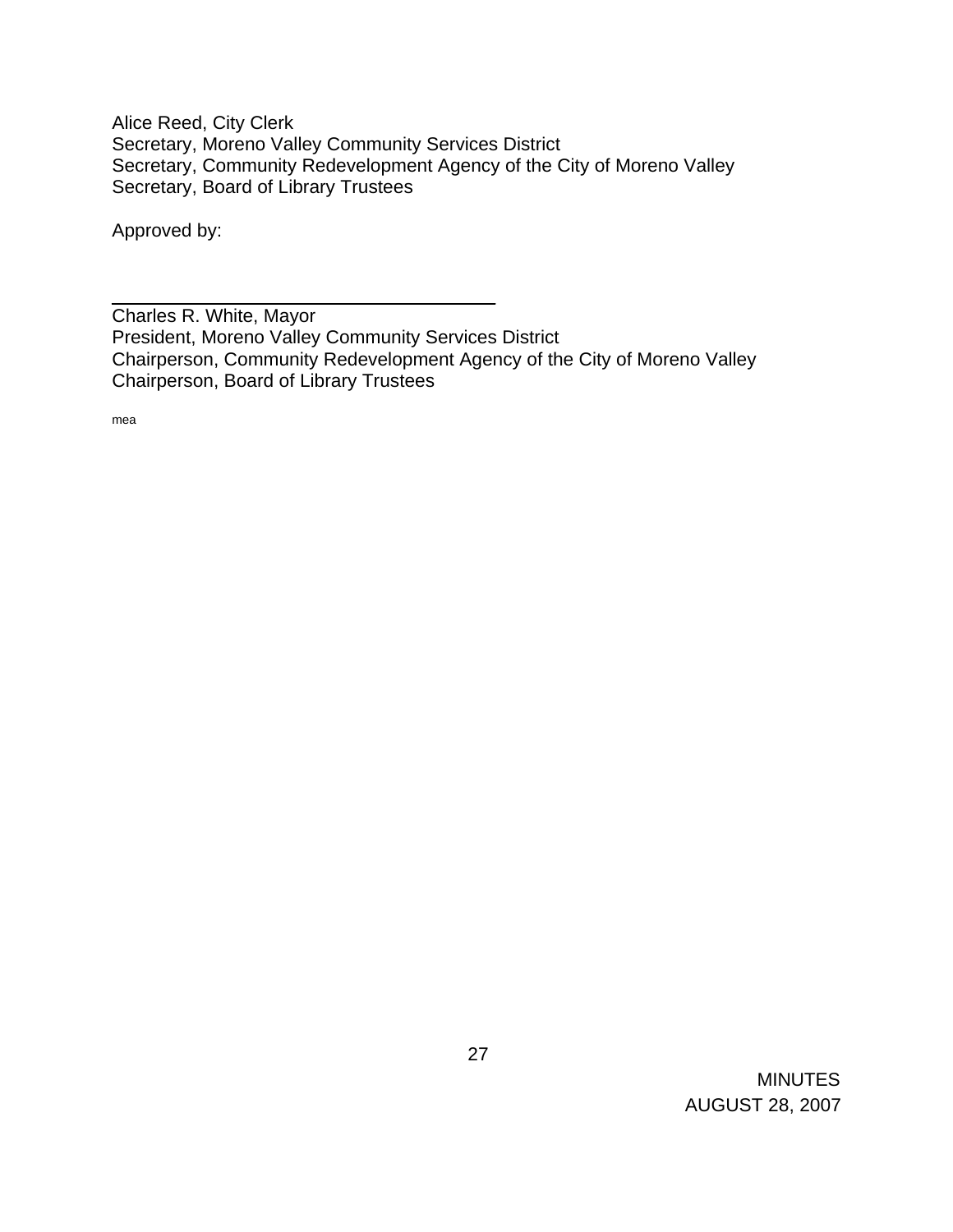Alice Reed, City Clerk
Secretary, Moreno Valley Community Services District
Secretary, Community Redevelopment Agency of the City of Moreno Valley
Secretary, Board of Library Trustees

Approved by:

\_\_\_\_\_\_\_\_\_\_\_\_\_\_\_\_\_\_\_\_\_\_\_\_\_\_\_\_\_\_\_\_\_\_\_\_\_\_\_\_

Charles R. White, Mayor
President, Moreno Valley Community Services District
Chairperson, Community Redevelopment Agency of the City of Moreno Valley
Chairperson, Board of Library Trustees

mea